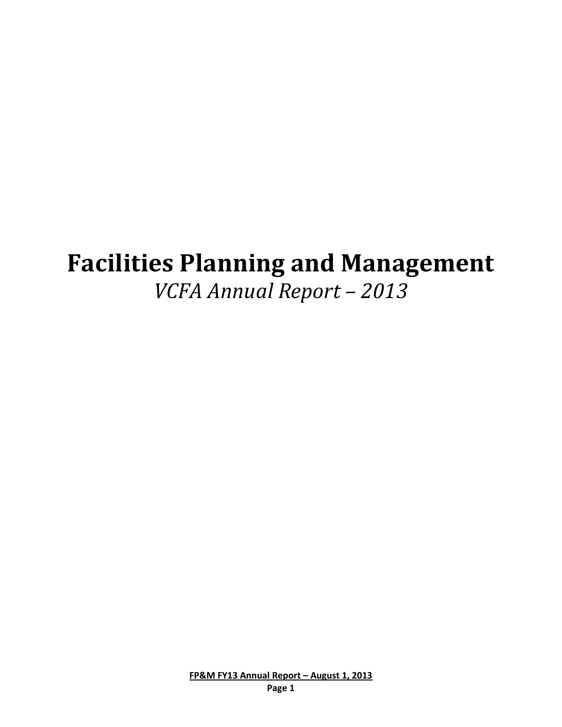# Facilities Planning and Management

*VCFA Annual Report – 2013*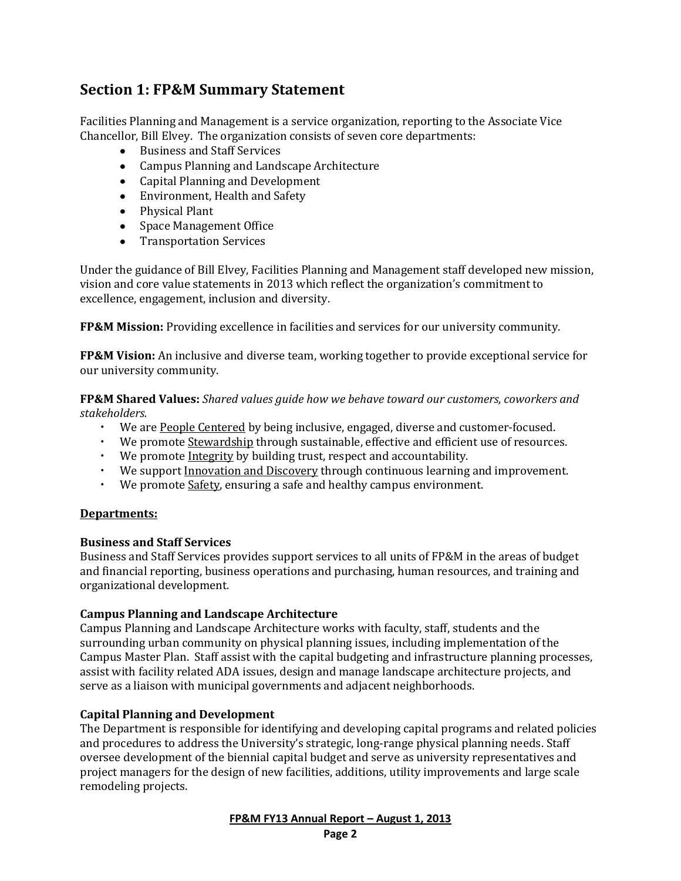## Section 1: FP&M Summary Statement

Facilities Planning and Management is a service organization, reporting to the Associate Vice Chancellor, Bill Elvey. The organization consists of seven core departments:

- Business and Staff Services
- Campus Planning and Landscape Architecture
- Capital Planning and Development
- Environment, Health and Safety
- Physical Plant
- Space Management Office
- Transportation Services

Under the guidance of Bill Elvey, Facilities Planning and Management staff developed new mission, vision and core value statements in 2013 which reflect the organization's commitment to excellence, engagement, inclusion and diversity.

**FP&M Mission:** Providing excellence in facilities and services for our university community.

**FP&M Vision:** An inclusive and diverse team, working together to provide exceptional service for our university community.

**FP&M Shared Values:** *Shared values guide how we behave toward our customers, coworkers and stakeholders.*

- We are People Centered by being inclusive, engaged, diverse and customer-focused.
- We promote Stewardship through sustainable, effective and efficient use of resources.
- We promote Integrity by building trust, respect and accountability.
- We support Innovation and Discovery through continuous learning and improvement.
- We promote Safety, ensuring a safe and healthy campus environment.

**Departments:**

**Business and Staff Services**
Business and Staff Services provides support services to all units of FP&M in the areas of budget and financial reporting, business operations and purchasing, human resources, and training and organizational development.

**Campus Planning and Landscape Architecture**
Campus Planning and Landscape Architecture works with faculty, staff, students and the surrounding urban community on physical planning issues, including implementation of the Campus Master Plan. Staff assist with the capital budgeting and infrastructure planning processes, assist with facility related ADA issues, design and manage landscape architecture projects, and serve as a liaison with municipal governments and adjacent neighborhoods.

**Capital Planning and Development**
The Department is responsible for identifying and developing capital programs and related policies and procedures to address the University's strategic, long-range physical planning needs. Staff oversee development of the biennial capital budget and serve as university representatives and project managers for the design of new facilities, additions, utility improvements and large scale remodeling projects.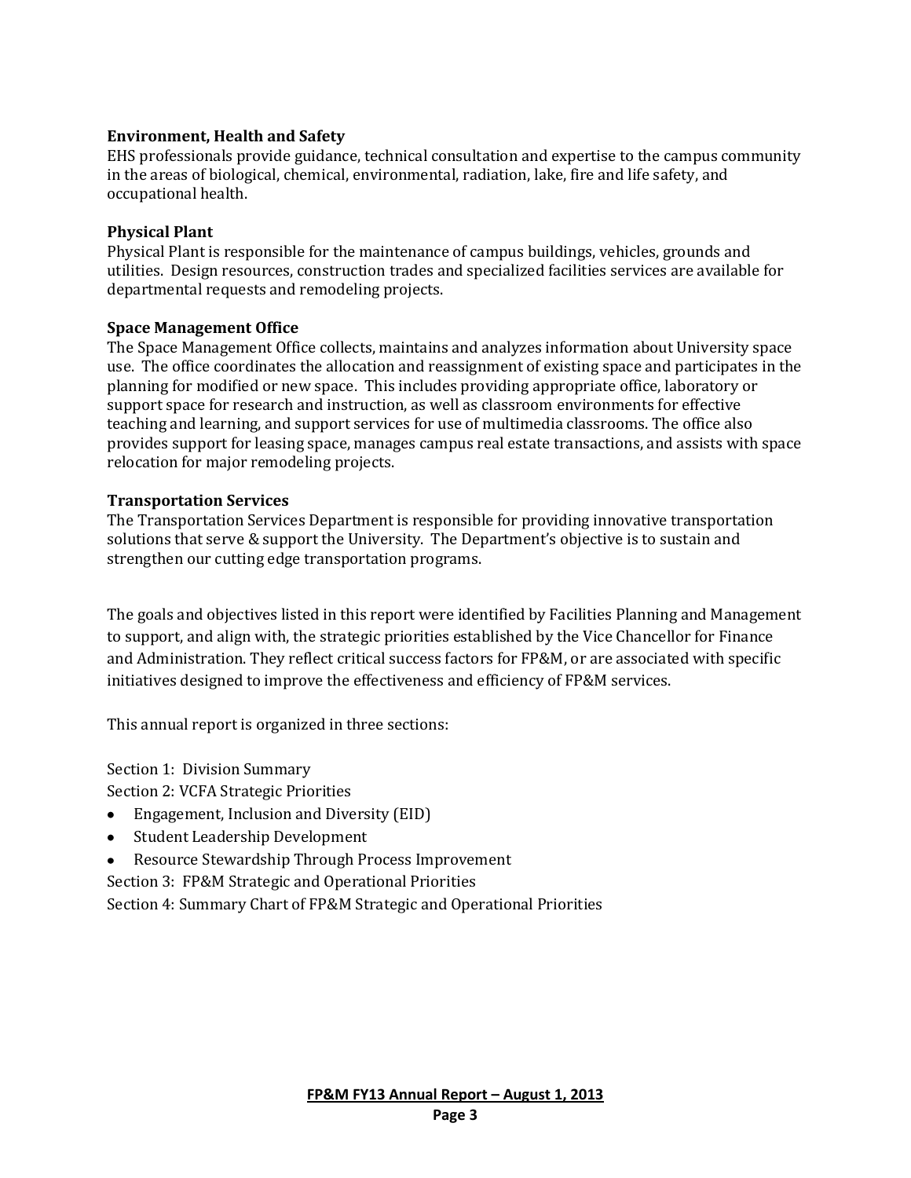**Environment, Health and Safety**

EHS professionals provide guidance, technical consultation and expertise to the campus community in the areas of biological, chemical, environmental, radiation, lake, fire and life safety, and occupational health.

**Physical Plant**

Physical Plant is responsible for the maintenance of campus buildings, vehicles, grounds and utilities. Design resources, construction trades and specialized facilities services are available for departmental requests and remodeling projects.

**Space Management Office**

The Space Management Office collects, maintains and analyzes information about University space use. The office coordinates the allocation and reassignment of existing space and participates in the planning for modified or new space. This includes providing appropriate office, laboratory or support space for research and instruction, as well as classroom environments for effective teaching and learning, and support services for use of multimedia classrooms. The office also provides support for leasing space, manages campus real estate transactions, and assists with space relocation for major remodeling projects.

**Transportation Services**

The Transportation Services Department is responsible for providing innovative transportation solutions that serve & support the University. The Department's objective is to sustain and strengthen our cutting edge transportation programs.

The goals and objectives listed in this report were identified by Facilities Planning and Management to support, and align with, the strategic priorities established by the Vice Chancellor for Finance and Administration. They reflect critical success factors for FP&M, or are associated with specific initiatives designed to improve the effectiveness and efficiency of FP&M services.

This annual report is organized in three sections:

Section 1: Division Summary

Section 2: VCFA Strategic Priorities

- Engagement, Inclusion and Diversity (EID)
- Student Leadership Development
- Resource Stewardship Through Process Improvement

Section 3: FP&M Strategic and Operational Priorities

Section 4: Summary Chart of FP&M Strategic and Operational Priorities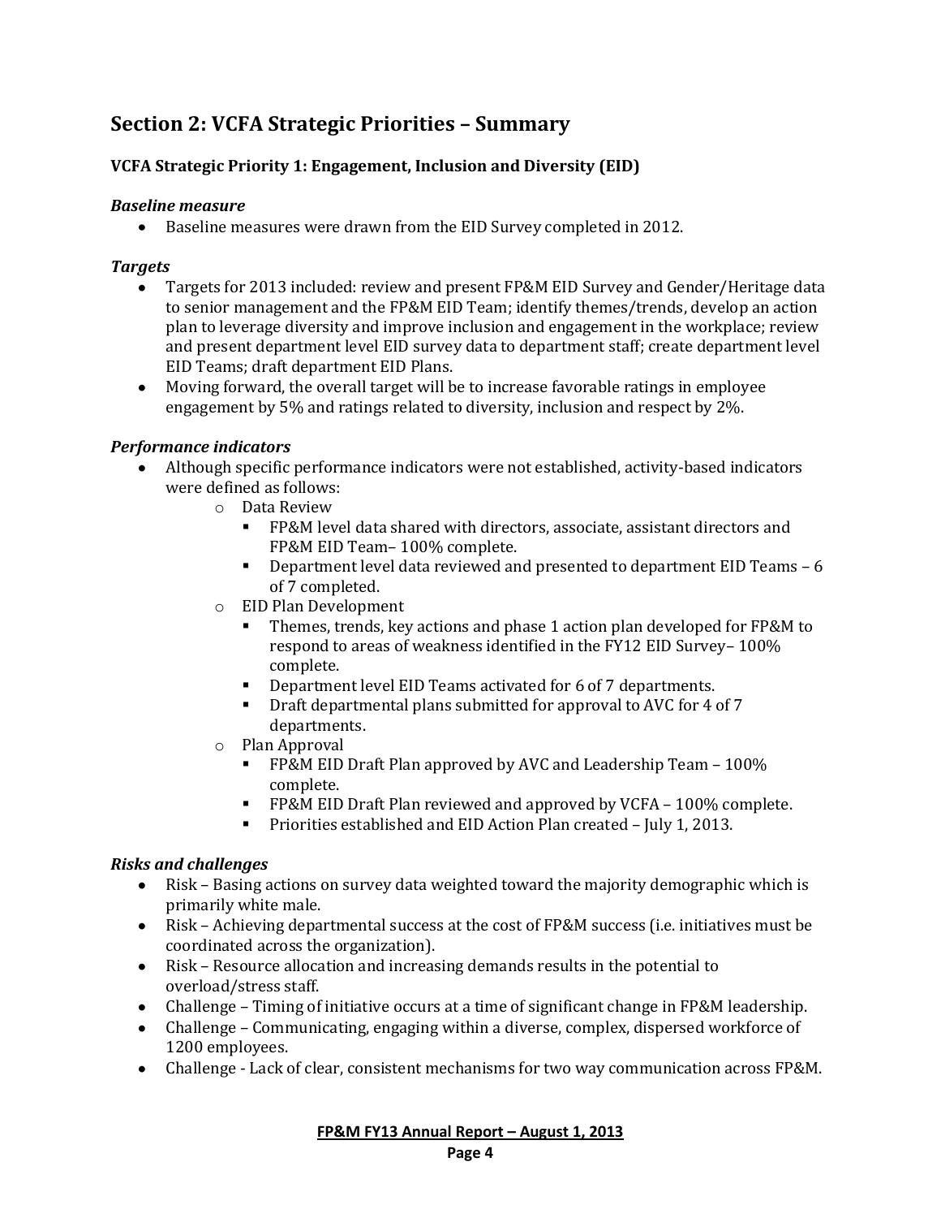## Section 2: VCFA Strategic Priorities – Summary

### VCFA Strategic Priority 1: Engagement, Inclusion and Diversity (EID)

***Baseline measure***

- Baseline measures were drawn from the EID Survey completed in 2012.

***Targets***

- Targets for 2013 included: review and present FP&M EID Survey and Gender/Heritage data to senior management and the FP&M EID Team; identify themes/trends, develop an action plan to leverage diversity and improve inclusion and engagement in the workplace; review and present department level EID survey data to department staff; create department level EID Teams; draft department EID Plans.
- Moving forward, the overall target will be to increase favorable ratings in employee engagement by 5% and ratings related to diversity, inclusion and respect by 2%.

***Performance indicators***

- Although specific performance indicators were not established, activity-based indicators were defined as follows:
  - Data Review
    - FP&M level data shared with directors, associate, assistant directors and FP&M EID Team– 100% complete.
    - Department level data reviewed and presented to department EID Teams – 6 of 7 completed.
  - EID Plan Development
    - Themes, trends, key actions and phase 1 action plan developed for FP&M to respond to areas of weakness identified in the FY12 EID Survey– 100% complete.
    - Department level EID Teams activated for 6 of 7 departments.
    - Draft departmental plans submitted for approval to AVC for 4 of 7 departments.
  - Plan Approval
    - FP&M EID Draft Plan approved by AVC and Leadership Team – 100% complete.
    - FP&M EID Draft Plan reviewed and approved by VCFA – 100% complete.
    - Priorities established and EID Action Plan created – July 1, 2013.

***Risks and challenges***

- Risk – Basing actions on survey data weighted toward the majority demographic which is primarily white male.
- Risk – Achieving departmental success at the cost of FP&M success (i.e. initiatives must be coordinated across the organization).
- Risk – Resource allocation and increasing demands results in the potential to overload/stress staff.
- Challenge – Timing of initiative occurs at a time of significant change in FP&M leadership.
- Challenge – Communicating, engaging within a diverse, complex, dispersed workforce of 1200 employees.
- Challenge - Lack of clear, consistent mechanisms for two way communication across FP&M.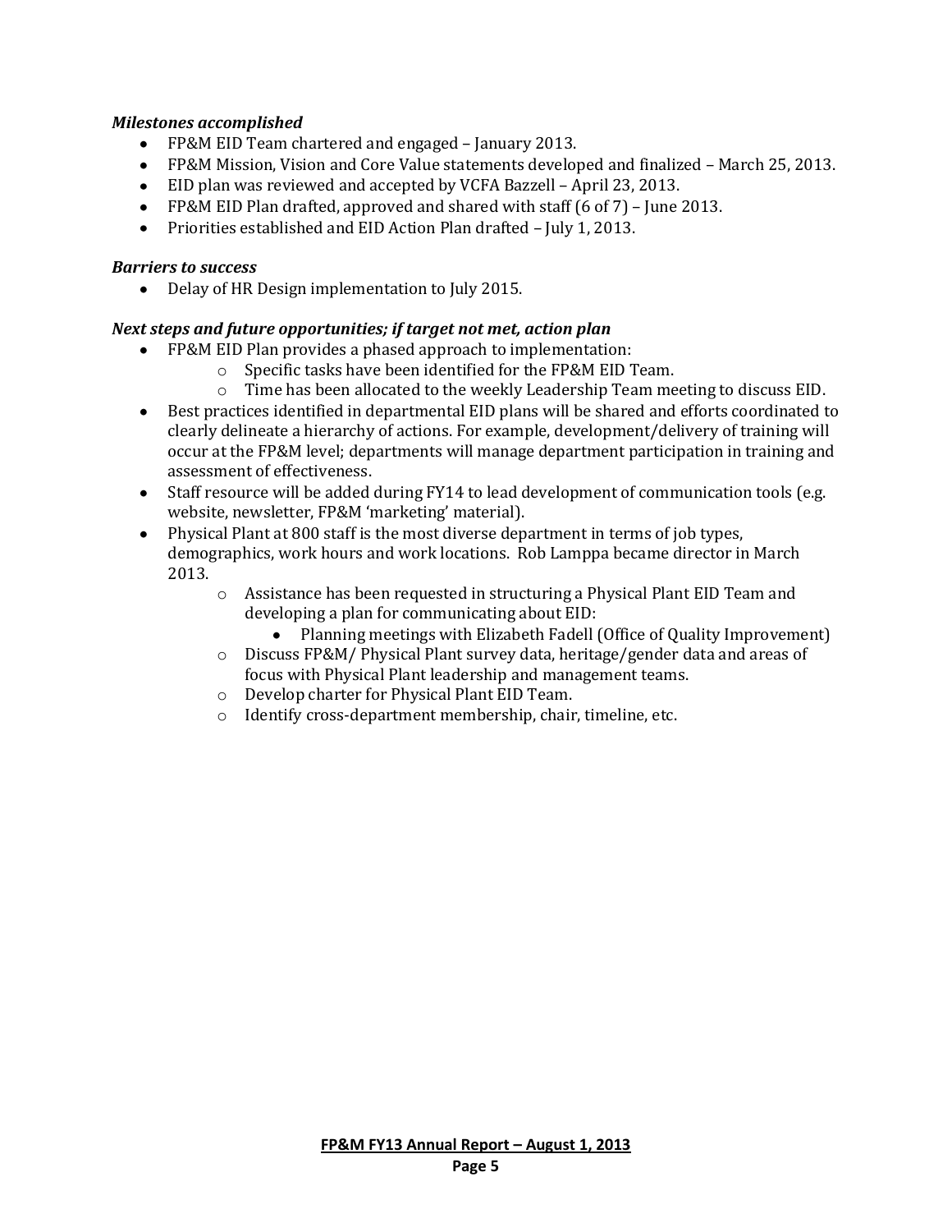***Milestones accomplished***

- FP&M EID Team chartered and engaged – January 2013.
- FP&M Mission, Vision and Core Value statements developed and finalized – March 25, 2013.
- EID plan was reviewed and accepted by VCFA Bazzell – April 23, 2013.
- FP&M EID Plan drafted, approved and shared with staff (6 of 7) – June 2013.
- Priorities established and EID Action Plan drafted – July 1, 2013.

***Barriers to success***

- Delay of HR Design implementation to July 2015.

***Next steps and future opportunities; if target not met, action plan***

- FP&M EID Plan provides a phased approach to implementation:
  - Specific tasks have been identified for the FP&M EID Team.
  - Time has been allocated to the weekly Leadership Team meeting to discuss EID.
- Best practices identified in departmental EID plans will be shared and efforts coordinated to clearly delineate a hierarchy of actions. For example, development/delivery of training will occur at the FP&M level; departments will manage department participation in training and assessment of effectiveness.
- Staff resource will be added during FY14 to lead development of communication tools (e.g. website, newsletter, FP&M 'marketing' material).
- Physical Plant at 800 staff is the most diverse department in terms of job types, demographics, work hours and work locations. Rob Lamppa became director in March 2013.
  - Assistance has been requested in structuring a Physical Plant EID Team and developing a plan for communicating about EID:
    - Planning meetings with Elizabeth Fadell (Office of Quality Improvement)
  - Discuss FP&M/ Physical Plant survey data, heritage/gender data and areas of focus with Physical Plant leadership and management teams.
  - Develop charter for Physical Plant EID Team.
  - Identify cross-department membership, chair, timeline, etc.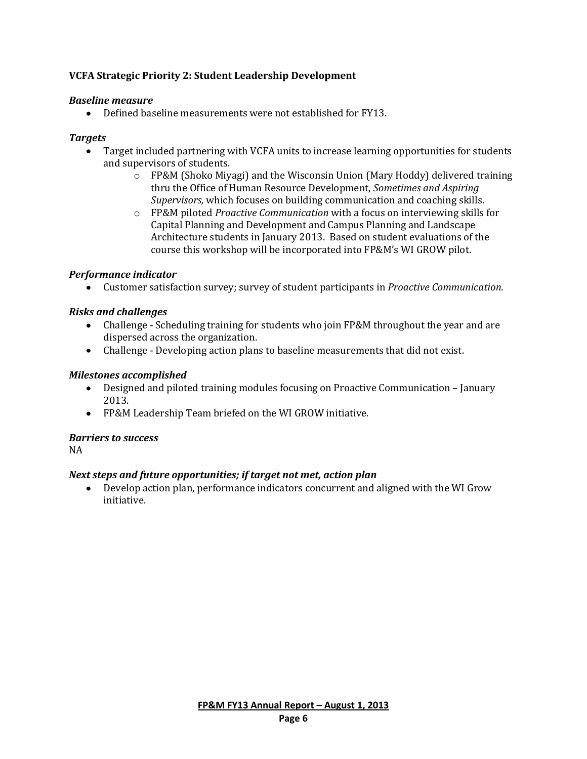### VCFA Strategic Priority 2: Student Leadership Development

***Baseline measure***

- Defined baseline measurements were not established for FY13.

***Targets***

- Target included partnering with VCFA units to increase learning opportunities for students and supervisors of students.
    - FP&M (Shoko Miyagi) and the Wisconsin Union (Mary Hoddy) delivered training thru the Office of Human Resource Development, *Sometimes and Aspiring Supervisors,* which focuses on building communication and coaching skills.
    - FP&M piloted *Proactive Communication* with a focus on interviewing skills for Capital Planning and Development and Campus Planning and Landscape Architecture students in January 2013. Based on student evaluations of the course this workshop will be incorporated into FP&M's WI GROW pilot.

***Performance indicator***

- Customer satisfaction survey; survey of student participants in *Proactive Communication.*

***Risks and challenges***

- Challenge - Scheduling training for students who join FP&M throughout the year and are dispersed across the organization.
- Challenge - Developing action plans to baseline measurements that did not exist.

***Milestones accomplished***

- Designed and piloted training modules focusing on Proactive Communication – January 2013.
- FP&M Leadership Team briefed on the WI GROW initiative.

***Barriers to success***

NA

***Next steps and future opportunities; if target not met, action plan***

- Develop action plan, performance indicators concurrent and aligned with the WI Grow initiative.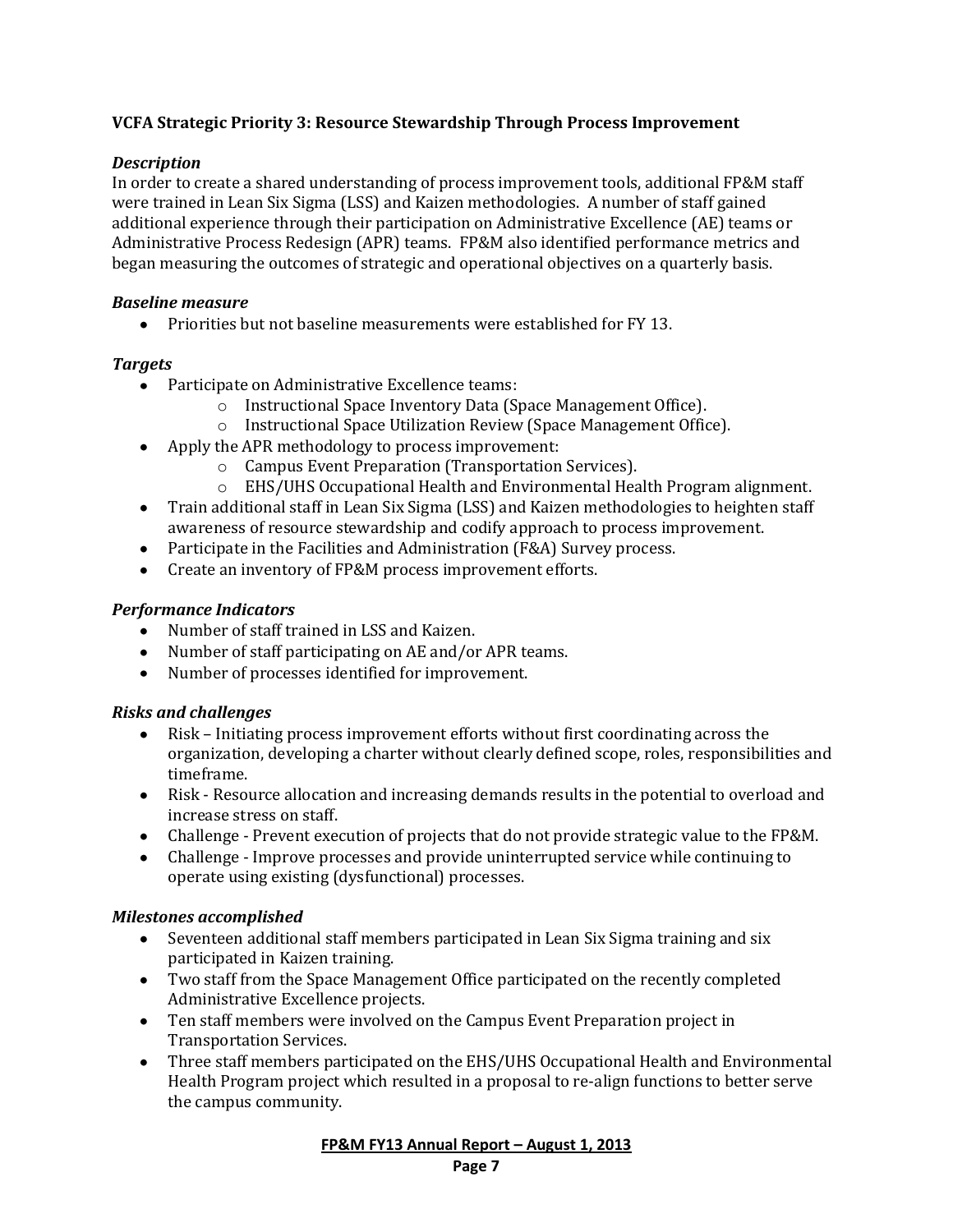**VCFA Strategic Priority 3: Resource Stewardship Through Process Improvement**

***Description***

In order to create a shared understanding of process improvement tools, additional FP&M staff were trained in Lean Six Sigma (LSS) and Kaizen methodologies. A number of staff gained additional experience through their participation on Administrative Excellence (AE) teams or Administrative Process Redesign (APR) teams. FP&M also identified performance metrics and began measuring the outcomes of strategic and operational objectives on a quarterly basis.

***Baseline measure***

- Priorities but not baseline measurements were established for FY 13.

***Targets***

- Participate on Administrative Excellence teams:
  - Instructional Space Inventory Data (Space Management Office).
  - Instructional Space Utilization Review (Space Management Office).
- Apply the APR methodology to process improvement:
  - Campus Event Preparation (Transportation Services).
  - EHS/UHS Occupational Health and Environmental Health Program alignment.
- Train additional staff in Lean Six Sigma (LSS) and Kaizen methodologies to heighten staff awareness of resource stewardship and codify approach to process improvement.
- Participate in the Facilities and Administration (F&A) Survey process.
- Create an inventory of FP&M process improvement efforts.

***Performance Indicators***

- Number of staff trained in LSS and Kaizen.
- Number of staff participating on AE and/or APR teams.
- Number of processes identified for improvement.

***Risks and challenges***

- Risk – Initiating process improvement efforts without first coordinating across the organization, developing a charter without clearly defined scope, roles, responsibilities and timeframe.
- Risk - Resource allocation and increasing demands results in the potential to overload and increase stress on staff.
- Challenge - Prevent execution of projects that do not provide strategic value to the FP&M.
- Challenge - Improve processes and provide uninterrupted service while continuing to operate using existing (dysfunctional) processes.

***Milestones accomplished***

- Seventeen additional staff members participated in Lean Six Sigma training and six participated in Kaizen training.
- Two staff from the Space Management Office participated on the recently completed Administrative Excellence projects.
- Ten staff members were involved on the Campus Event Preparation project in Transportation Services.
- Three staff members participated on the EHS/UHS Occupational Health and Environmental Health Program project which resulted in a proposal to re-align functions to better serve the campus community.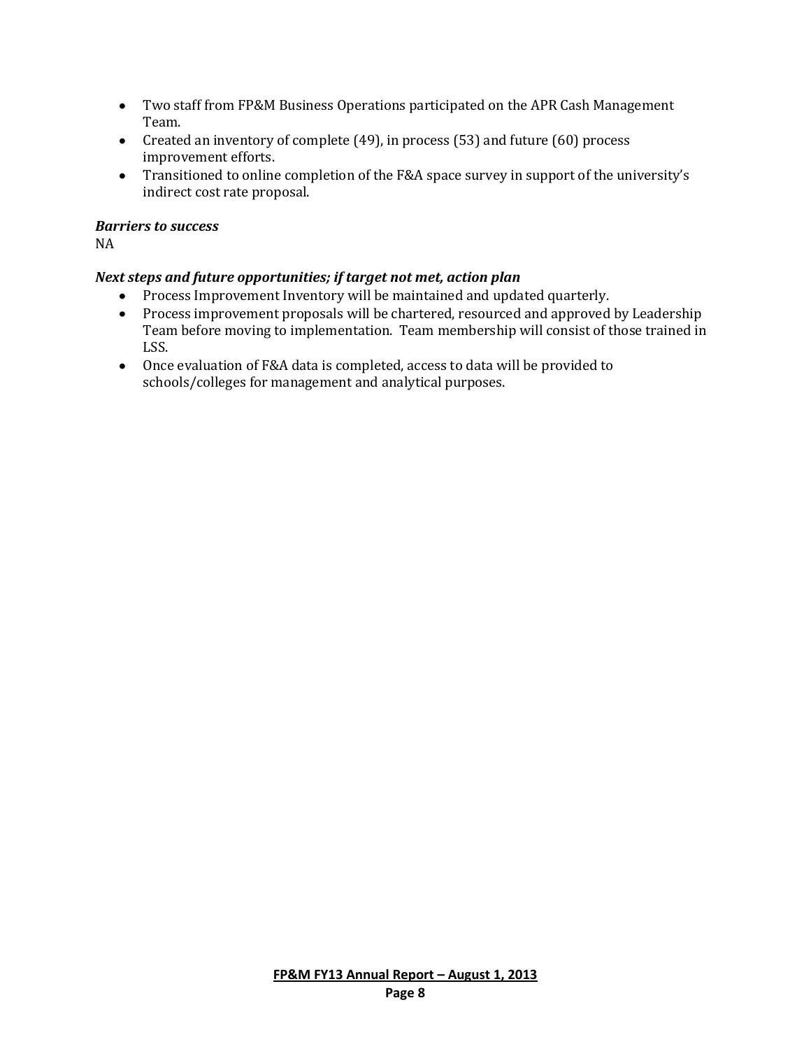- Two staff from FP&M Business Operations participated on the APR Cash Management Team.
- Created an inventory of complete (49), in process (53) and future (60) process improvement efforts.
- Transitioned to online completion of the F&A space survey in support of the university's indirect cost rate proposal.

***Barriers to success***

NA

***Next steps and future opportunities; if target not met, action plan***

- Process Improvement Inventory will be maintained and updated quarterly.
- Process improvement proposals will be chartered, resourced and approved by Leadership Team before moving to implementation. Team membership will consist of those trained in LSS.
- Once evaluation of F&A data is completed, access to data will be provided to schools/colleges for management and analytical purposes.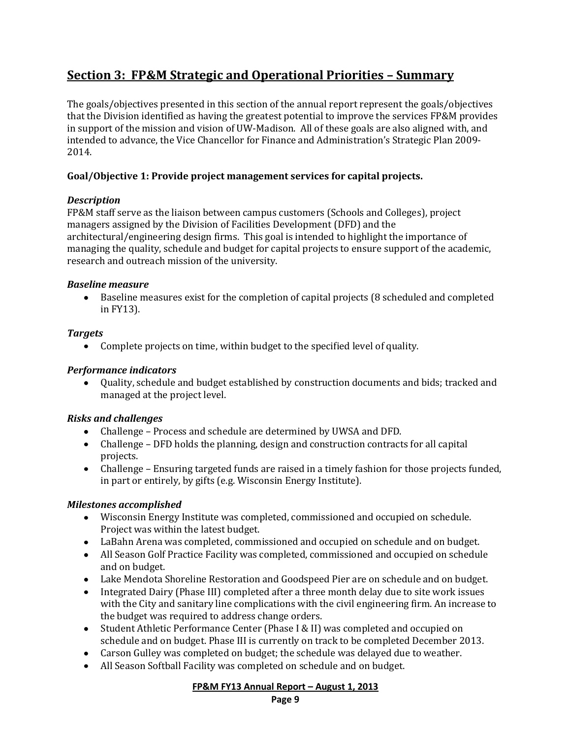## Section 3: FP&M Strategic and Operational Priorities – Summary

The goals/objectives presented in this section of the annual report represent the goals/objectives that the Division identified as having the greatest potential to improve the services FP&M provides in support of the mission and vision of UW-Madison. All of these goals are also aligned with, and intended to advance, the Vice Chancellor for Finance and Administration's Strategic Plan 2009-2014.

**Goal/Objective 1: Provide project management services for capital projects.**

***Description***

FP&M staff serve as the liaison between campus customers (Schools and Colleges), project managers assigned by the Division of Facilities Development (DFD) and the architectural/engineering design firms. This goal is intended to highlight the importance of managing the quality, schedule and budget for capital projects to ensure support of the academic, research and outreach mission of the university.

***Baseline measure***

- Baseline measures exist for the completion of capital projects (8 scheduled and completed in FY13).

***Targets***

- Complete projects on time, within budget to the specified level of quality.

***Performance indicators***

- Quality, schedule and budget established by construction documents and bids; tracked and managed at the project level.

***Risks and challenges***

- Challenge – Process and schedule are determined by UWSA and DFD.
- Challenge – DFD holds the planning, design and construction contracts for all capital projects.
- Challenge – Ensuring targeted funds are raised in a timely fashion for those projects funded, in part or entirely, by gifts (e.g. Wisconsin Energy Institute).

***Milestones accomplished***

- Wisconsin Energy Institute was completed, commissioned and occupied on schedule. Project was within the latest budget.
- LaBahn Arena was completed, commissioned and occupied on schedule and on budget.
- All Season Golf Practice Facility was completed, commissioned and occupied on schedule and on budget.
- Lake Mendota Shoreline Restoration and Goodspeed Pier are on schedule and on budget.
- Integrated Dairy (Phase III) completed after a three month delay due to site work issues with the City and sanitary line complications with the civil engineering firm. An increase to the budget was required to address change orders.
- Student Athletic Performance Center (Phase I & II) was completed and occupied on schedule and on budget. Phase III is currently on track to be completed December 2013.
- Carson Gulley was completed on budget; the schedule was delayed due to weather.
- All Season Softball Facility was completed on schedule and on budget.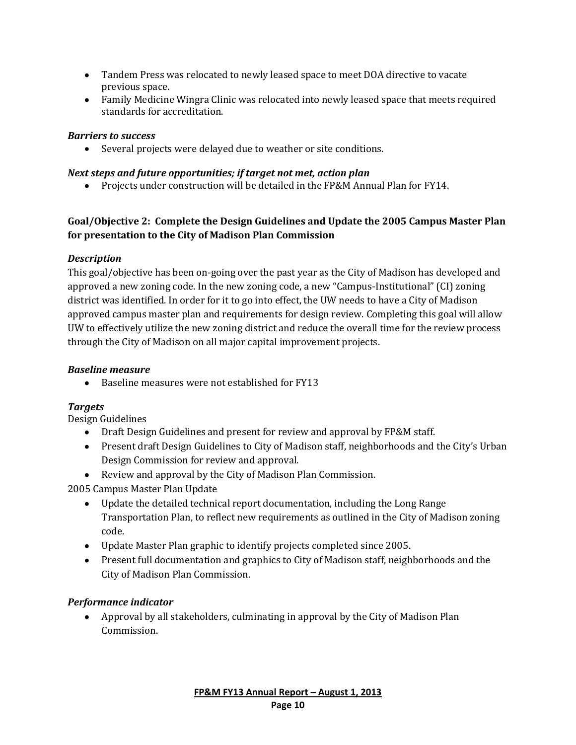- Tandem Press was relocated to newly leased space to meet DOA directive to vacate previous space.
- Family Medicine Wingra Clinic was relocated into newly leased space that meets required standards for accreditation.

***Barriers to success***

- Several projects were delayed due to weather or site conditions.

***Next steps and future opportunities; if target not met, action plan***

- Projects under construction will be detailed in the FP&M Annual Plan for FY14.

**Goal/Objective 2: Complete the Design Guidelines and Update the 2005 Campus Master Plan for presentation to the City of Madison Plan Commission**

***Description***

This goal/objective has been on-going over the past year as the City of Madison has developed and approved a new zoning code. In the new zoning code, a new "Campus-Institutional" (CI) zoning district was identified. In order for it to go into effect, the UW needs to have a City of Madison approved campus master plan and requirements for design review. Completing this goal will allow UW to effectively utilize the new zoning district and reduce the overall time for the review process through the City of Madison on all major capital improvement projects.

***Baseline measure***

- Baseline measures were not established for FY13

***Targets***

Design Guidelines

- Draft Design Guidelines and present for review and approval by FP&M staff.
- Present draft Design Guidelines to City of Madison staff, neighborhoods and the City's Urban Design Commission for review and approval.
- Review and approval by the City of Madison Plan Commission.

2005 Campus Master Plan Update

- Update the detailed technical report documentation, including the Long Range Transportation Plan, to reflect new requirements as outlined in the City of Madison zoning code.
- Update Master Plan graphic to identify projects completed since 2005.
- Present full documentation and graphics to City of Madison staff, neighborhoods and the City of Madison Plan Commission.

***Performance indicator***

- Approval by all stakeholders, culminating in approval by the City of Madison Plan Commission.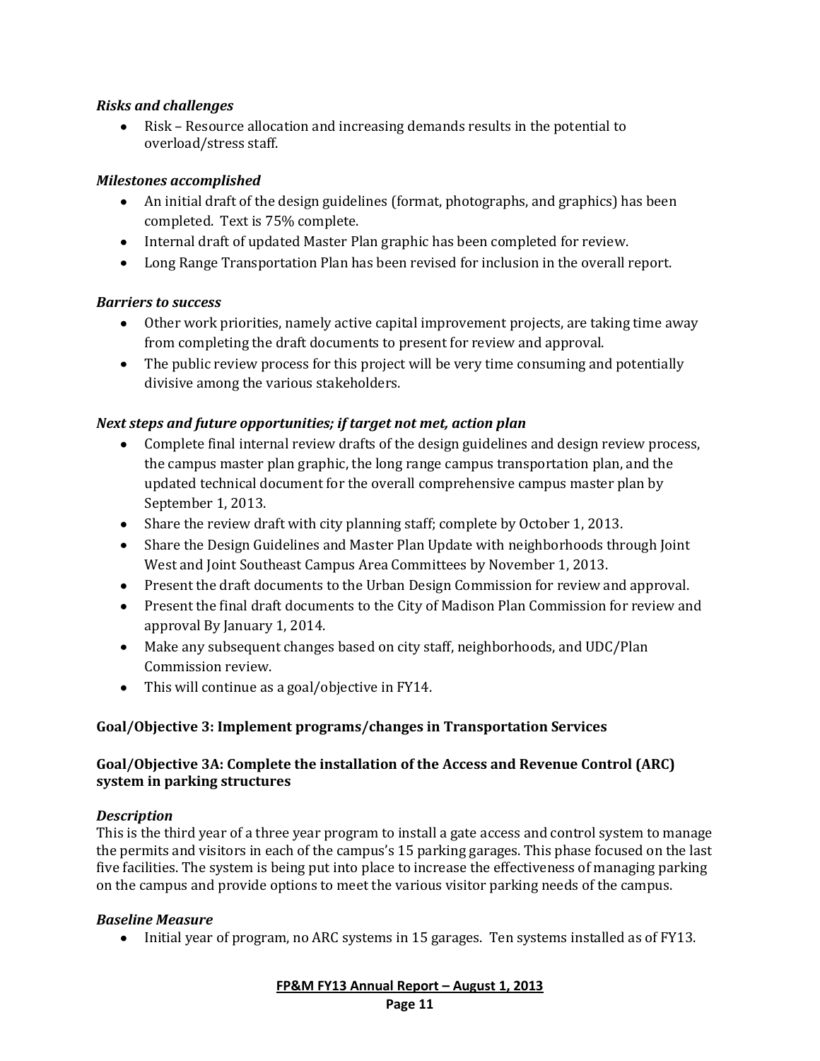### *Risks and challenges*

- Risk – Resource allocation and increasing demands results in the potential to overload/stress staff.

### *Milestones accomplished*

- An initial draft of the design guidelines (format, photographs, and graphics) has been completed. Text is 75% complete.
- Internal draft of updated Master Plan graphic has been completed for review.
- Long Range Transportation Plan has been revised for inclusion in the overall report.

### *Barriers to success*

- Other work priorities, namely active capital improvement projects, are taking time away from completing the draft documents to present for review and approval.
- The public review process for this project will be very time consuming and potentially divisive among the various stakeholders.

### *Next steps and future opportunities; if target not met, action plan*

- Complete final internal review drafts of the design guidelines and design review process, the campus master plan graphic, the long range campus transportation plan, and the updated technical document for the overall comprehensive campus master plan by September 1, 2013.
- Share the review draft with city planning staff; complete by October 1, 2013.
- Share the Design Guidelines and Master Plan Update with neighborhoods through Joint West and Joint Southeast Campus Area Committees by November 1, 2013.
- Present the draft documents to the Urban Design Commission for review and approval.
- Present the final draft documents to the City of Madison Plan Commission for review and approval By January 1, 2014.
- Make any subsequent changes based on city staff, neighborhoods, and UDC/Plan Commission review.
- This will continue as a goal/objective in FY14.

## Goal/Objective 3: Implement programs/changes in Transportation Services

## Goal/Objective 3A: Complete the installation of the Access and Revenue Control (ARC) system in parking structures

### *Description*

This is the third year of a three year program to install a gate access and control system to manage the permits and visitors in each of the campus's 15 parking garages. This phase focused on the last five facilities. The system is being put into place to increase the effectiveness of managing parking on the campus and provide options to meet the various visitor parking needs of the campus.

### *Baseline Measure*

- Initial year of program, no ARC systems in 15 garages. Ten systems installed as of FY13.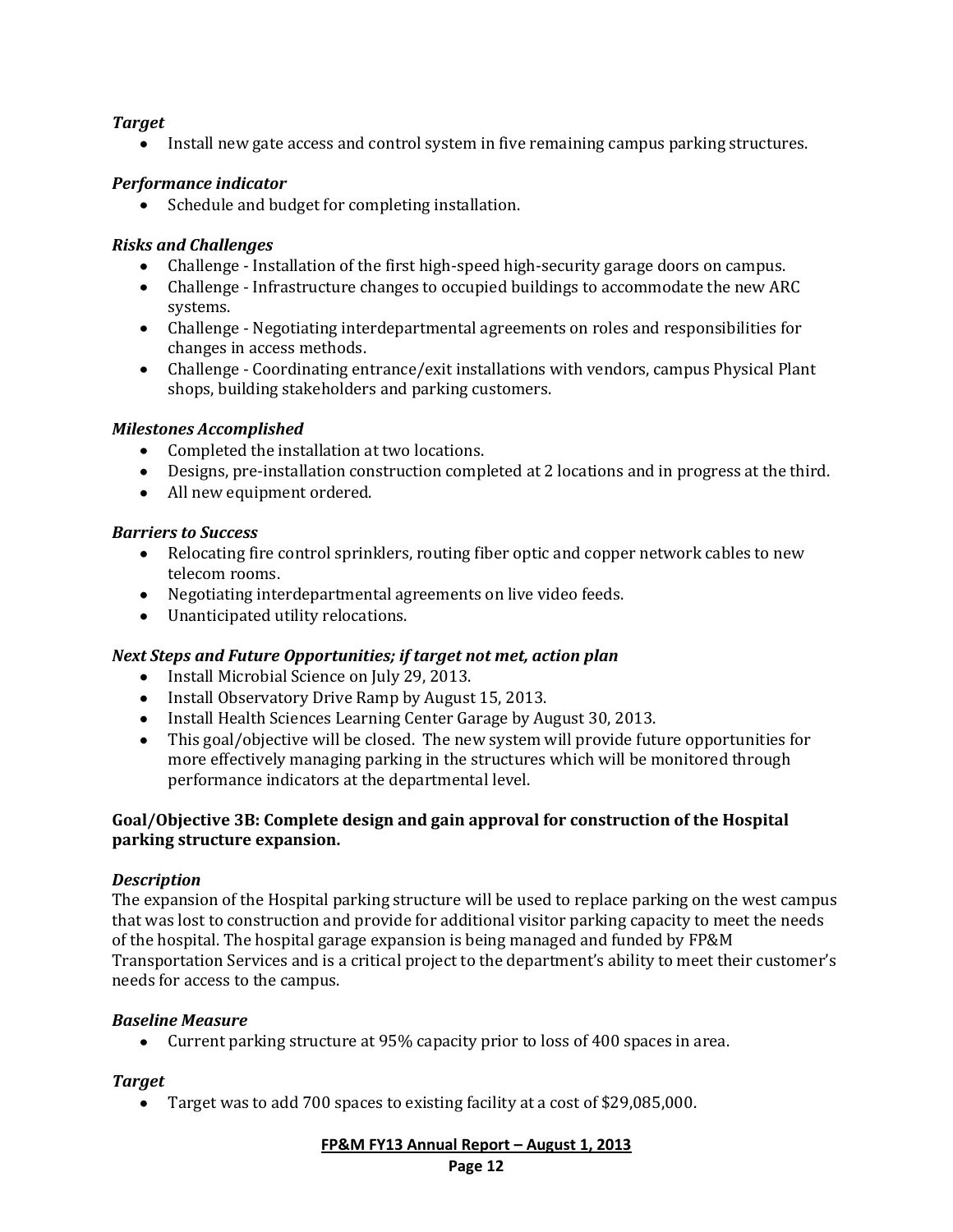***Target***

- Install new gate access and control system in five remaining campus parking structures.

***Performance indicator***

- Schedule and budget for completing installation.

***Risks and Challenges***

- Challenge - Installation of the first high-speed high-security garage doors on campus.
- Challenge - Infrastructure changes to occupied buildings to accommodate the new ARC systems.
- Challenge - Negotiating interdepartmental agreements on roles and responsibilities for changes in access methods.
- Challenge - Coordinating entrance/exit installations with vendors, campus Physical Plant shops, building stakeholders and parking customers.

***Milestones Accomplished***

- Completed the installation at two locations.
- Designs, pre-installation construction completed at 2 locations and in progress at the third.
- All new equipment ordered.

***Barriers to Success***

- Relocating fire control sprinklers, routing fiber optic and copper network cables to new telecom rooms.
- Negotiating interdepartmental agreements on live video feeds.
- Unanticipated utility relocations.

***Next Steps and Future Opportunities; if target not met, action plan***

- Install Microbial Science on July 29, 2013.
- Install Observatory Drive Ramp by August 15, 2013.
- Install Health Sciences Learning Center Garage by August 30, 2013.
- This goal/objective will be closed. The new system will provide future opportunities for more effectively managing parking in the structures which will be monitored through performance indicators at the departmental level.

**Goal/Objective 3B: Complete design and gain approval for construction of the Hospital parking structure expansion.**

***Description***

The expansion of the Hospital parking structure will be used to replace parking on the west campus that was lost to construction and provide for additional visitor parking capacity to meet the needs of the hospital. The hospital garage expansion is being managed and funded by FP&M Transportation Services and is a critical project to the department's ability to meet their customer's needs for access to the campus.

***Baseline Measure***

- Current parking structure at 95% capacity prior to loss of 400 spaces in area.

***Target***

- Target was to add 700 spaces to existing facility at a cost of $29,085,000.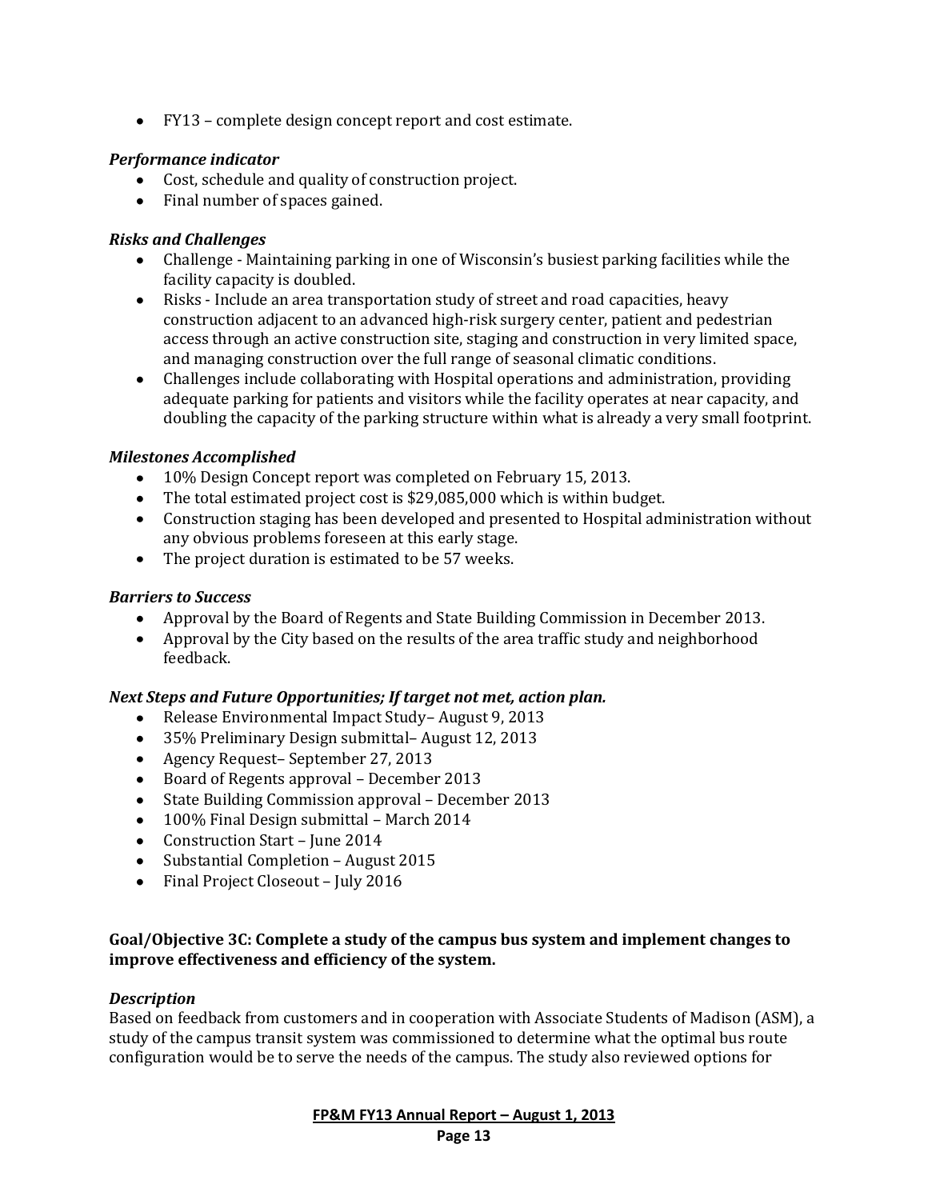- FY13 – complete design concept report and cost estimate.

***Performance indicator***

- Cost, schedule and quality of construction project.
- Final number of spaces gained.

***Risks and Challenges***

- Challenge - Maintaining parking in one of Wisconsin's busiest parking facilities while the facility capacity is doubled.
- Risks - Include an area transportation study of street and road capacities, heavy construction adjacent to an advanced high-risk surgery center, patient and pedestrian access through an active construction site, staging and construction in very limited space, and managing construction over the full range of seasonal climatic conditions.
- Challenges include collaborating with Hospital operations and administration, providing adequate parking for patients and visitors while the facility operates at near capacity, and doubling the capacity of the parking structure within what is already a very small footprint.

***Milestones Accomplished***

- 10% Design Concept report was completed on February 15, 2013.
- The total estimated project cost is $29,085,000 which is within budget.
- Construction staging has been developed and presented to Hospital administration without any obvious problems foreseen at this early stage.
- The project duration is estimated to be 57 weeks.

***Barriers to Success***

- Approval by the Board of Regents and State Building Commission in December 2013.
- Approval by the City based on the results of the area traffic study and neighborhood feedback.

***Next Steps and Future Opportunities; If target not met, action plan.***

- Release Environmental Impact Study– August 9, 2013
- 35% Preliminary Design submittal– August 12, 2013
- Agency Request– September 27, 2013
- Board of Regents approval – December 2013
- State Building Commission approval – December 2013
- 100% Final Design submittal – March 2014
- Construction Start – June 2014
- Substantial Completion – August 2015
- Final Project Closeout – July 2016

**Goal/Objective 3C: Complete a study of the campus bus system and implement changes to improve effectiveness and efficiency of the system.**

***Description***

Based on feedback from customers and in cooperation with Associate Students of Madison (ASM), a study of the campus transit system was commissioned to determine what the optimal bus route configuration would be to serve the needs of the campus. The study also reviewed options for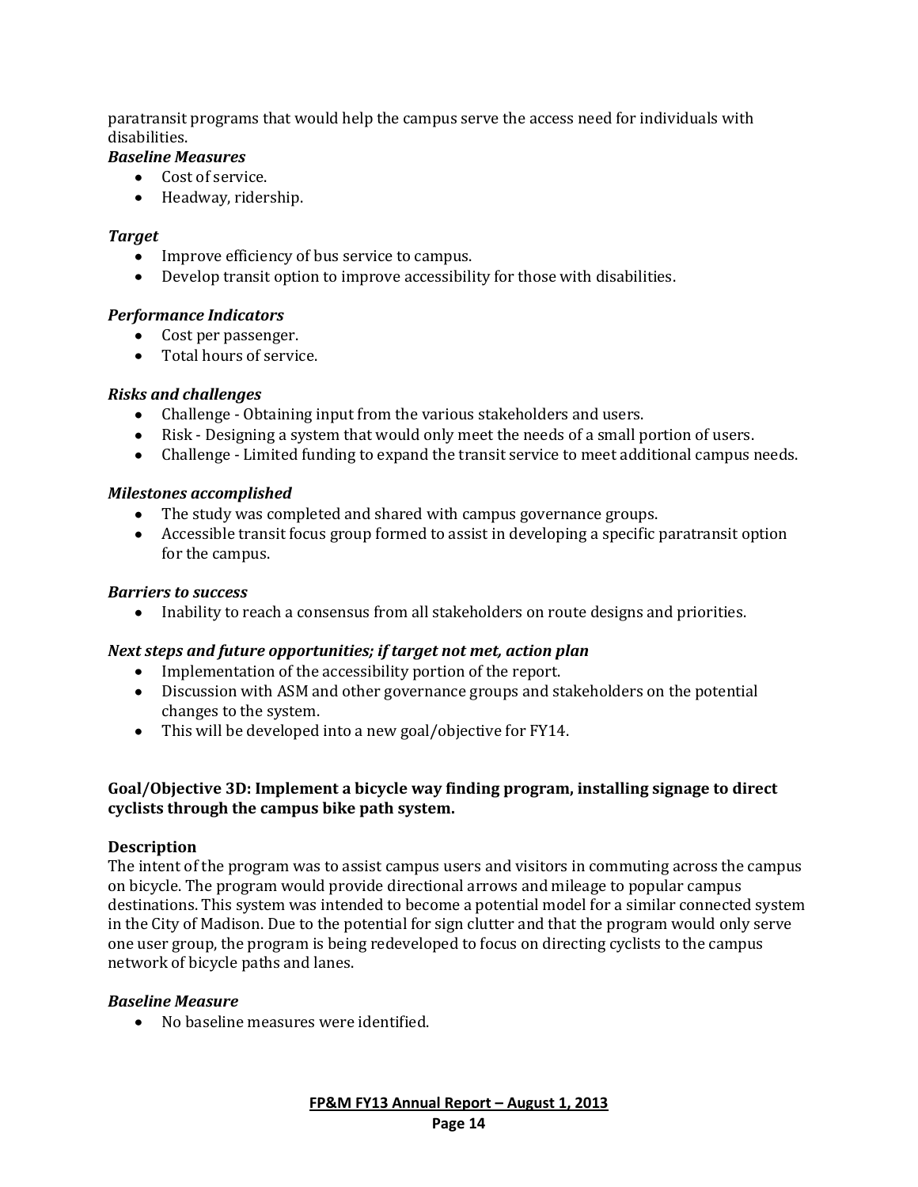paratransit programs that would help the campus serve the access need for individuals with disabilities.

***Baseline Measures***

- Cost of service.
- Headway, ridership.

***Target***

- Improve efficiency of bus service to campus.
- Develop transit option to improve accessibility for those with disabilities.

***Performance Indicators***

- Cost per passenger.
- Total hours of service.

***Risks and challenges***

- Challenge - Obtaining input from the various stakeholders and users.
- Risk - Designing a system that would only meet the needs of a small portion of users.
- Challenge - Limited funding to expand the transit service to meet additional campus needs.

***Milestones accomplished***

- The study was completed and shared with campus governance groups.
- Accessible transit focus group formed to assist in developing a specific paratransit option for the campus.

***Barriers to success***

- Inability to reach a consensus from all stakeholders on route designs and priorities.

***Next steps and future opportunities; if target not met, action plan***

- Implementation of the accessibility portion of the report.
- Discussion with ASM and other governance groups and stakeholders on the potential changes to the system.
- This will be developed into a new goal/objective for FY14.

**Goal/Objective 3D: Implement a bicycle way finding program, installing signage to direct cyclists through the campus bike path system.**

**Description**

The intent of the program was to assist campus users and visitors in commuting across the campus on bicycle. The program would provide directional arrows and mileage to popular campus destinations. This system was intended to become a potential model for a similar connected system in the City of Madison. Due to the potential for sign clutter and that the program would only serve one user group, the program is being redeveloped to focus on directing cyclists to the campus network of bicycle paths and lanes.

***Baseline Measure***

- No baseline measures were identified.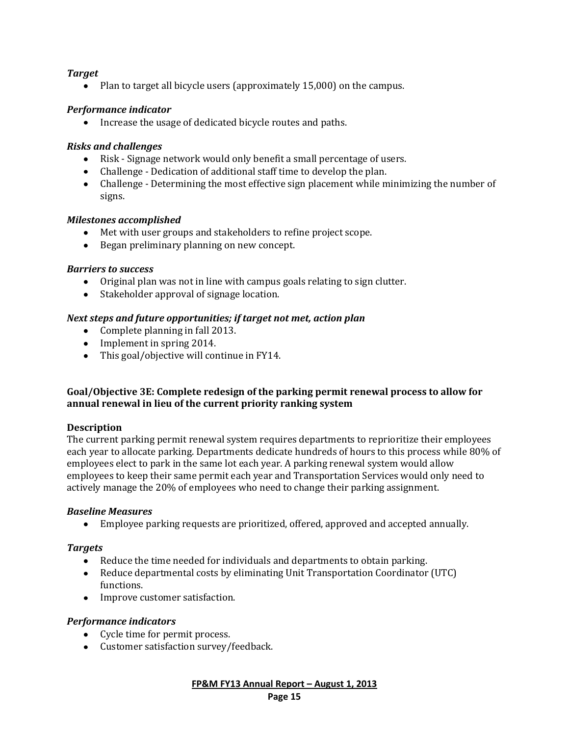*Target*
- Plan to target all bicycle users (approximately 15,000) on the campus.

*Performance indicator*
- Increase the usage of dedicated bicycle routes and paths.

*Risks and challenges*
- Risk - Signage network would only benefit a small percentage of users.
- Challenge - Dedication of additional staff time to develop the plan.
- Challenge - Determining the most effective sign placement while minimizing the number of signs.

*Milestones accomplished*
- Met with user groups and stakeholders to refine project scope.
- Began preliminary planning on new concept.

*Barriers to success*
- Original plan was not in line with campus goals relating to sign clutter.
- Stakeholder approval of signage location.

*Next steps and future opportunities; if target not met, action plan*
- Complete planning in fall 2013.
- Implement in spring 2014.
- This goal/objective will continue in FY14.

**Goal/Objective 3E: Complete redesign of the parking permit renewal process to allow for annual renewal in lieu of the current priority ranking system**

**Description**

The current parking permit renewal system requires departments to reprioritize their employees each year to allocate parking. Departments dedicate hundreds of hours to this process while 80% of employees elect to park in the same lot each year. A parking renewal system would allow employees to keep their same permit each year and Transportation Services would only need to actively manage the 20% of employees who need to change their parking assignment.

*Baseline Measures*
- Employee parking requests are prioritized, offered, approved and accepted annually.

*Targets*
- Reduce the time needed for individuals and departments to obtain parking.
- Reduce departmental costs by eliminating Unit Transportation Coordinator (UTC) functions.
- Improve customer satisfaction.

*Performance indicators*
- Cycle time for permit process.
- Customer satisfaction survey/feedback.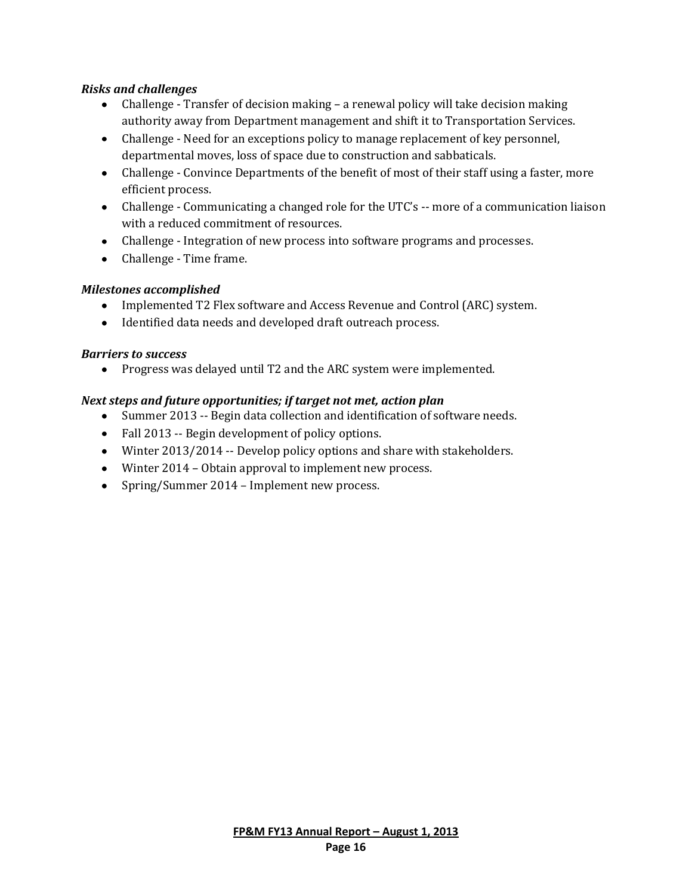***Risks and challenges***

- Challenge - Transfer of decision making – a renewal policy will take decision making authority away from Department management and shift it to Transportation Services.
- Challenge - Need for an exceptions policy to manage replacement of key personnel, departmental moves, loss of space due to construction and sabbaticals.
- Challenge - Convince Departments of the benefit of most of their staff using a faster, more efficient process.
- Challenge - Communicating a changed role for the UTC's -- more of a communication liaison with a reduced commitment of resources.
- Challenge - Integration of new process into software programs and processes.
- Challenge - Time frame.

***Milestones accomplished***

- Implemented T2 Flex software and Access Revenue and Control (ARC) system.
- Identified data needs and developed draft outreach process.

***Barriers to success***

- Progress was delayed until T2 and the ARC system were implemented.

***Next steps and future opportunities; if target not met, action plan***

- Summer 2013 -- Begin data collection and identification of software needs.
- Fall 2013 -- Begin development of policy options.
- Winter 2013/2014 -- Develop policy options and share with stakeholders.
- Winter 2014 – Obtain approval to implement new process.
- Spring/Summer 2014 – Implement new process.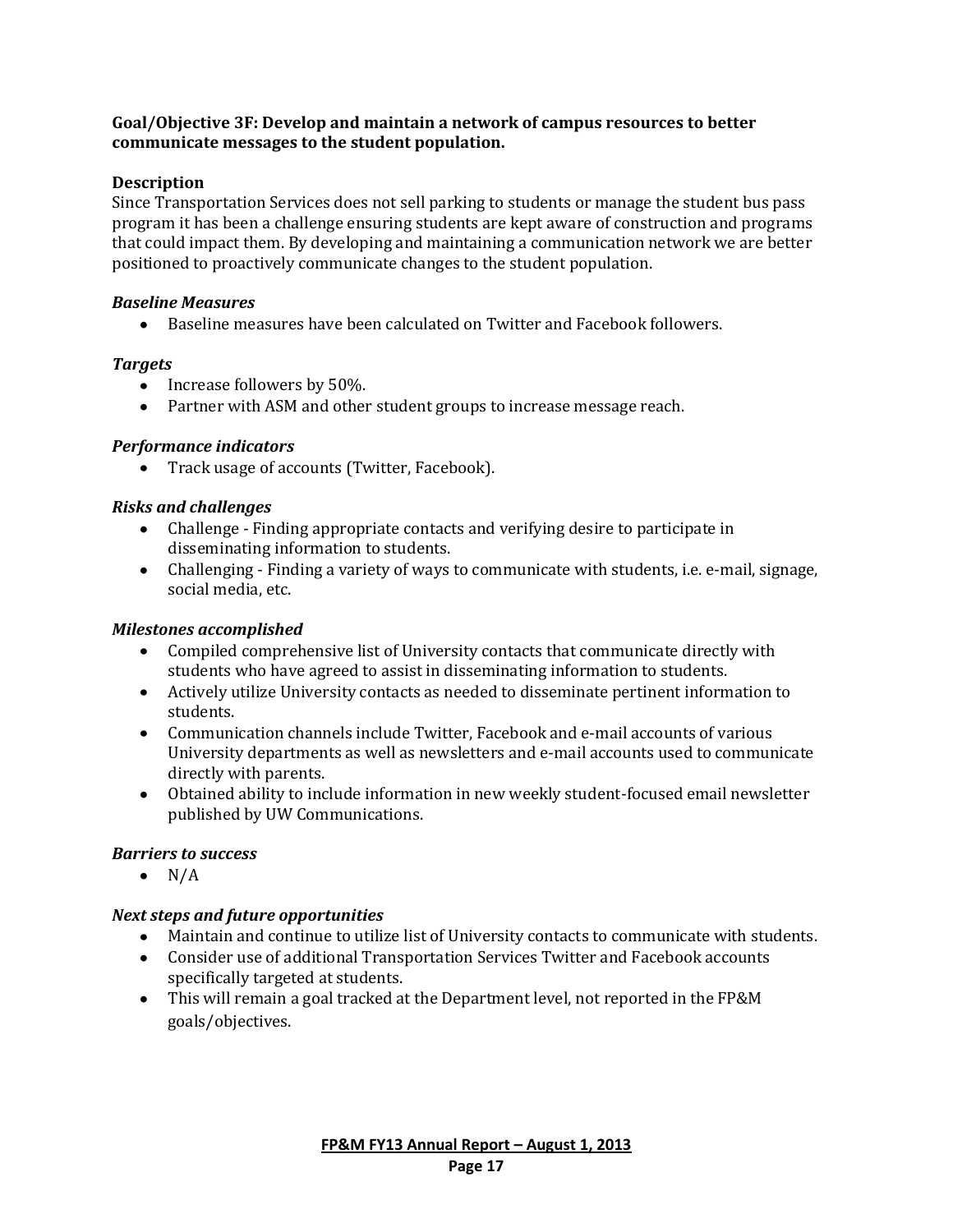**Goal/Objective 3F: Develop and maintain a network of campus resources to better communicate messages to the student population.**

**Description**

Since Transportation Services does not sell parking to students or manage the student bus pass program it has been a challenge ensuring students are kept aware of construction and programs that could impact them. By developing and maintaining a communication network we are better positioned to proactively communicate changes to the student population.

***Baseline Measures***

- Baseline measures have been calculated on Twitter and Facebook followers.

***Targets***

- Increase followers by 50%.
- Partner with ASM and other student groups to increase message reach.

***Performance indicators***

- Track usage of accounts (Twitter, Facebook).

***Risks and challenges***

- Challenge - Finding appropriate contacts and verifying desire to participate in disseminating information to students.
- Challenging - Finding a variety of ways to communicate with students, i.e. e-mail, signage, social media, etc.

***Milestones accomplished***

- Compiled comprehensive list of University contacts that communicate directly with students who have agreed to assist in disseminating information to students.
- Actively utilize University contacts as needed to disseminate pertinent information to students.
- Communication channels include Twitter, Facebook and e-mail accounts of various University departments as well as newsletters and e-mail accounts used to communicate directly with parents.
- Obtained ability to include information in new weekly student-focused email newsletter published by UW Communications.

***Barriers to success***

- N/A

***Next steps and future opportunities***

- Maintain and continue to utilize list of University contacts to communicate with students.
- Consider use of additional Transportation Services Twitter and Facebook accounts specifically targeted at students.
- This will remain a goal tracked at the Department level, not reported in the FP&M goals/objectives.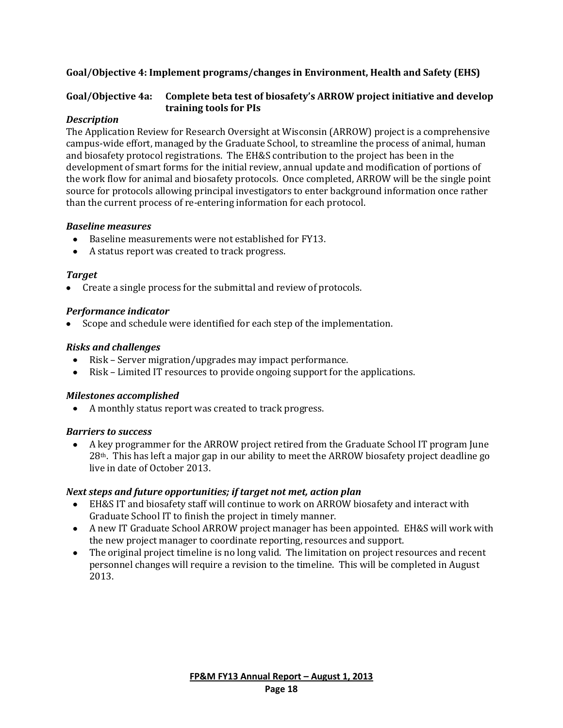**Goal/Objective 4: Implement programs/changes in Environment, Health and Safety (EHS)**

**Goal/Objective 4a: Complete beta test of biosafety's ARROW project initiative and develop training tools for PIs**

***Description***

The Application Review for Research Oversight at Wisconsin (ARROW) project is a comprehensive campus-wide effort, managed by the Graduate School, to streamline the process of animal, human and biosafety protocol registrations. The EH&S contribution to the project has been in the development of smart forms for the initial review, annual update and modification of portions of the work flow for animal and biosafety protocols. Once completed, ARROW will be the single point source for protocols allowing principal investigators to enter background information once rather than the current process of re-entering information for each protocol.

***Baseline measures***

- Baseline measurements were not established for FY13.
- A status report was created to track progress.

***Target***

- Create a single process for the submittal and review of protocols.

***Performance indicator***

- Scope and schedule were identified for each step of the implementation.

***Risks and challenges***

- Risk – Server migration/upgrades may impact performance.
- Risk – Limited IT resources to provide ongoing support for the applications.

***Milestones accomplished***

- A monthly status report was created to track progress.

***Barriers to success***

- A key programmer for the ARROW project retired from the Graduate School IT program June 28th. This has left a major gap in our ability to meet the ARROW biosafety project deadline go live in date of October 2013.

***Next steps and future opportunities; if target not met, action plan***

- EH&S IT and biosafety staff will continue to work on ARROW biosafety and interact with Graduate School IT to finish the project in timely manner.
- A new IT Graduate School ARROW project manager has been appointed. EH&S will work with the new project manager to coordinate reporting, resources and support.
- The original project timeline is no long valid. The limitation on project resources and recent personnel changes will require a revision to the timeline. This will be completed in August 2013.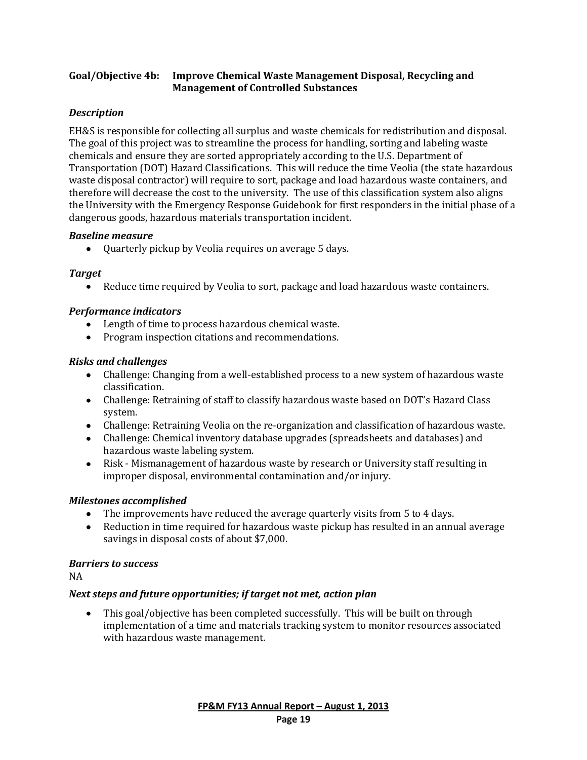### Goal/Objective 4b: Improve Chemical Waste Management Disposal, Recycling and Management of Controlled Substances

#### *Description*

EH&S is responsible for collecting all surplus and waste chemicals for redistribution and disposal. The goal of this project was to streamline the process for handling, sorting and labeling waste chemicals and ensure they are sorted appropriately according to the U.S. Department of Transportation (DOT) Hazard Classifications. This will reduce the time Veolia (the state hazardous waste disposal contractor) will require to sort, package and load hazardous waste containers, and therefore will decrease the cost to the university. The use of this classification system also aligns the University with the Emergency Response Guidebook for first responders in the initial phase of a dangerous goods, hazardous materials transportation incident.

#### *Baseline measure*

- Quarterly pickup by Veolia requires on average 5 days.

#### *Target*

- Reduce time required by Veolia to sort, package and load hazardous waste containers.

#### *Performance indicators*

- Length of time to process hazardous chemical waste.
- Program inspection citations and recommendations.

#### *Risks and challenges*

- Challenge: Changing from a well-established process to a new system of hazardous waste classification.
- Challenge: Retraining of staff to classify hazardous waste based on DOT's Hazard Class system.
- Challenge: Retraining Veolia on the re-organization and classification of hazardous waste.
- Challenge: Chemical inventory database upgrades (spreadsheets and databases) and hazardous waste labeling system.
- Risk - Mismanagement of hazardous waste by research or University staff resulting in improper disposal, environmental contamination and/or injury.

#### *Milestones accomplished*

- The improvements have reduced the average quarterly visits from 5 to 4 days.
- Reduction in time required for hazardous waste pickup has resulted in an annual average savings in disposal costs of about $7,000.

#### *Barriers to success*

NA

#### *Next steps and future opportunities; if target not met, action plan*

- This goal/objective has been completed successfully. This will be built on through implementation of a time and materials tracking system to monitor resources associated with hazardous waste management.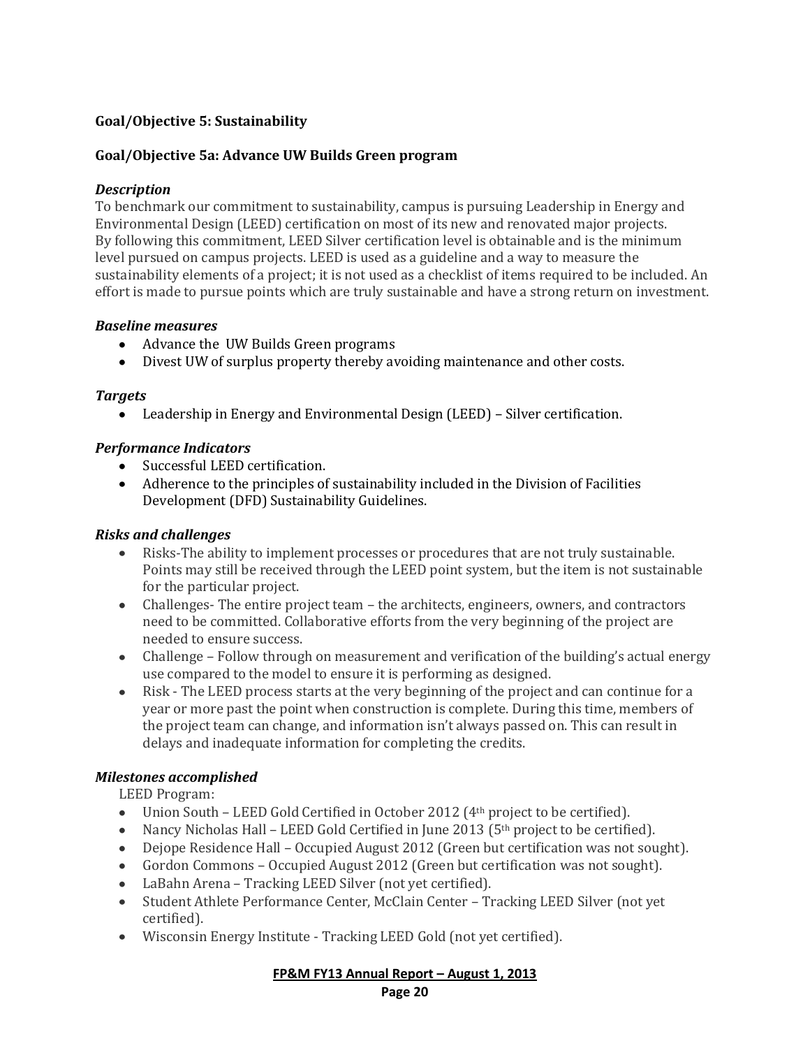**Goal/Objective 5: Sustainability**

**Goal/Objective 5a: Advance UW Builds Green program**

***Description***

To benchmark our commitment to sustainability, campus is pursuing Leadership in Energy and Environmental Design (LEED) certification on most of its new and renovated major projects. By following this commitment, LEED Silver certification level is obtainable and is the minimum level pursued on campus projects. LEED is used as a guideline and a way to measure the sustainability elements of a project; it is not used as a checklist of items required to be included. An effort is made to pursue points which are truly sustainable and have a strong return on investment.

***Baseline measures***

- Advance the UW Builds Green programs
- Divest UW of surplus property thereby avoiding maintenance and other costs.

***Targets***

- Leadership in Energy and Environmental Design (LEED) – Silver certification.

***Performance Indicators***

- Successful LEED certification.
- Adherence to the principles of sustainability included in the Division of Facilities Development (DFD) Sustainability Guidelines.

***Risks and challenges***

- Risks-The ability to implement processes or procedures that are not truly sustainable. Points may still be received through the LEED point system, but the item is not sustainable for the particular project.
- Challenges- The entire project team – the architects, engineers, owners, and contractors need to be committed. Collaborative efforts from the very beginning of the project are needed to ensure success.
- Challenge – Follow through on measurement and verification of the building's actual energy use compared to the model to ensure it is performing as designed.
- Risk - The LEED process starts at the very beginning of the project and can continue for a year or more past the point when construction is complete. During this time, members of the project team can change, and information isn't always passed on. This can result in delays and inadequate information for completing the credits.

***Milestones accomplished***

LEED Program:

- Union South – LEED Gold Certified in October 2012 (4th project to be certified).
- Nancy Nicholas Hall – LEED Gold Certified in June 2013 (5th project to be certified).
- Dejope Residence Hall – Occupied August 2012 (Green but certification was not sought).
- Gordon Commons – Occupied August 2012 (Green but certification was not sought).
- LaBahn Arena – Tracking LEED Silver (not yet certified).
- Student Athlete Performance Center, McClain Center – Tracking LEED Silver (not yet certified).
- Wisconsin Energy Institute - Tracking LEED Gold (not yet certified).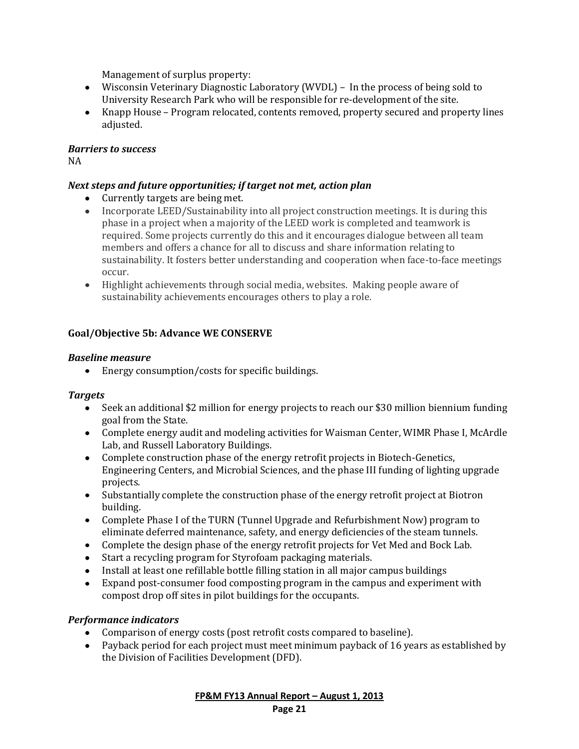Management of surplus property:

- Wisconsin Veterinary Diagnostic Laboratory (WVDL) – In the process of being sold to University Research Park who will be responsible for re-development of the site.
- Knapp House – Program relocated, contents removed, property secured and property lines adjusted.

***Barriers to success***

NA

***Next steps and future opportunities; if target not met, action plan***

- Currently targets are being met.
- Incorporate LEED/Sustainability into all project construction meetings. It is during this phase in a project when a majority of the LEED work is completed and teamwork is required. Some projects currently do this and it encourages dialogue between all team members and offers a chance for all to discuss and share information relating to sustainability. It fosters better understanding and cooperation when face-to-face meetings occur.
- Highlight achievements through social media, websites. Making people aware of sustainability achievements encourages others to play a role.

**Goal/Objective 5b: Advance WE CONSERVE**

***Baseline measure***

- Energy consumption/costs for specific buildings.

***Targets***

- Seek an additional $2 million for energy projects to reach our $30 million biennium funding goal from the State.
- Complete energy audit and modeling activities for Waisman Center, WIMR Phase I, McArdle Lab, and Russell Laboratory Buildings.
- Complete construction phase of the energy retrofit projects in Biotech-Genetics, Engineering Centers, and Microbial Sciences, and the phase III funding of lighting upgrade projects.
- Substantially complete the construction phase of the energy retrofit project at Biotron building.
- Complete Phase I of the TURN (Tunnel Upgrade and Refurbishment Now) program to eliminate deferred maintenance, safety, and energy deficiencies of the steam tunnels.
- Complete the design phase of the energy retrofit projects for Vet Med and Bock Lab.
- Start a recycling program for Styrofoam packaging materials.
- Install at least one refillable bottle filling station in all major campus buildings
- Expand post-consumer food composting program in the campus and experiment with compost drop off sites in pilot buildings for the occupants.

***Performance indicators***

- Comparison of energy costs (post retrofit costs compared to baseline).
- Payback period for each project must meet minimum payback of 16 years as established by the Division of Facilities Development (DFD).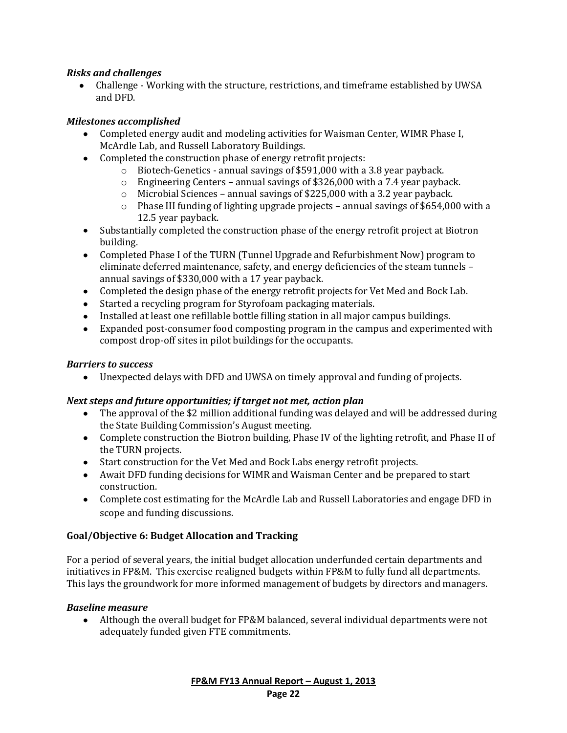### *Risks and challenges*

- Challenge - Working with the structure, restrictions, and timeframe established by UWSA and DFD.

### *Milestones accomplished*

- Completed energy audit and modeling activities for Waisman Center, WIMR Phase I, McArdle Lab, and Russell Laboratory Buildings.
- Completed the construction phase of energy retrofit projects:
  - Biotech-Genetics - annual savings of $591,000 with a 3.8 year payback.
  - Engineering Centers – annual savings of $326,000 with a 7.4 year payback.
  - Microbial Sciences – annual savings of $225,000 with a 3.2 year payback.
  - Phase III funding of lighting upgrade projects – annual savings of $654,000 with a 12.5 year payback.
- Substantially completed the construction phase of the energy retrofit project at Biotron building.
- Completed Phase I of the TURN (Tunnel Upgrade and Refurbishment Now) program to eliminate deferred maintenance, safety, and energy deficiencies of the steam tunnels – annual savings of $330,000 with a 17 year payback.
- Completed the design phase of the energy retrofit projects for Vet Med and Bock Lab.
- Started a recycling program for Styrofoam packaging materials.
- Installed at least one refillable bottle filling station in all major campus buildings.
- Expanded post-consumer food composting program in the campus and experimented with compost drop-off sites in pilot buildings for the occupants.

### *Barriers to success*

- Unexpected delays with DFD and UWSA on timely approval and funding of projects.

### *Next steps and future opportunities; if target not met, action plan*

- The approval of the $2 million additional funding was delayed and will be addressed during the State Building Commission's August meeting.
- Complete construction the Biotron building, Phase IV of the lighting retrofit, and Phase II of the TURN projects.
- Start construction for the Vet Med and Bock Labs energy retrofit projects.
- Await DFD funding decisions for WIMR and Waisman Center and be prepared to start construction.
- Complete cost estimating for the McArdle Lab and Russell Laboratories and engage DFD in scope and funding discussions.

## Goal/Objective 6: Budget Allocation and Tracking

For a period of several years, the initial budget allocation underfunded certain departments and initiatives in FP&M. This exercise realigned budgets within FP&M to fully fund all departments. This lays the groundwork for more informed management of budgets by directors and managers.

### *Baseline measure*

- Although the overall budget for FP&M balanced, several individual departments were not adequately funded given FTE commitments.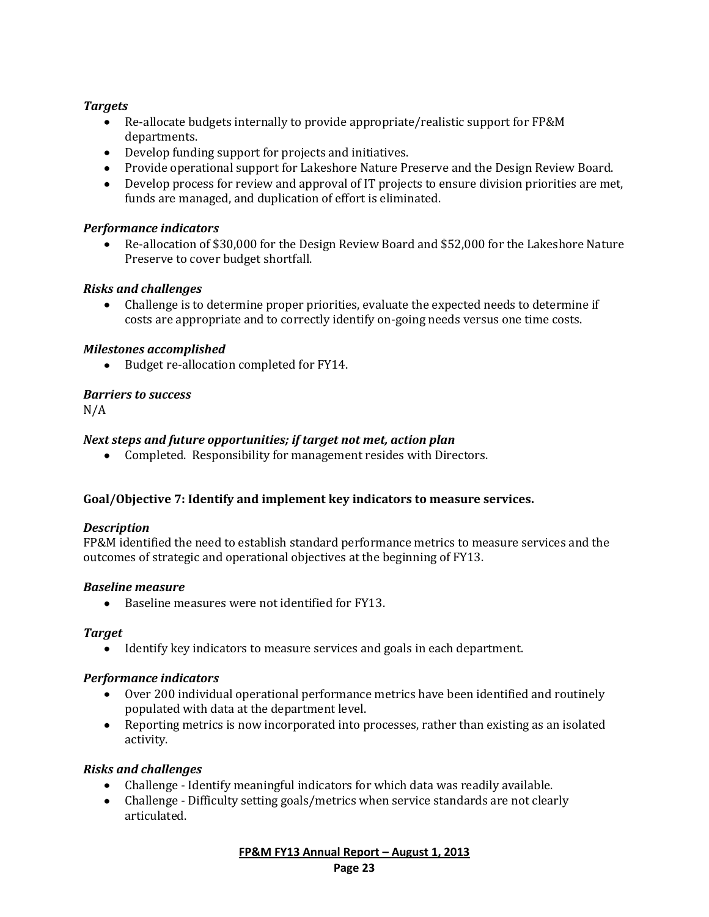***Targets***

- Re-allocate budgets internally to provide appropriate/realistic support for FP&M departments.
- Develop funding support for projects and initiatives.
- Provide operational support for Lakeshore Nature Preserve and the Design Review Board.
- Develop process for review and approval of IT projects to ensure division priorities are met, funds are managed, and duplication of effort is eliminated.

***Performance indicators***

- Re-allocation of $30,000 for the Design Review Board and $52,000 for the Lakeshore Nature Preserve to cover budget shortfall.

***Risks and challenges***

- Challenge is to determine proper priorities, evaluate the expected needs to determine if costs are appropriate and to correctly identify on-going needs versus one time costs.

***Milestones accomplished***

- Budget re-allocation completed for FY14.

***Barriers to success***

N/A

***Next steps and future opportunities; if target not met, action plan***

- Completed. Responsibility for management resides with Directors.

**Goal/Objective 7: Identify and implement key indicators to measure services.**

***Description***

FP&M identified the need to establish standard performance metrics to measure services and the outcomes of strategic and operational objectives at the beginning of FY13.

***Baseline measure***

- Baseline measures were not identified for FY13.

***Target***

- Identify key indicators to measure services and goals in each department.

***Performance indicators***

- Over 200 individual operational performance metrics have been identified and routinely populated with data at the department level.
- Reporting metrics is now incorporated into processes, rather than existing as an isolated activity.

***Risks and challenges***

- Challenge - Identify meaningful indicators for which data was readily available.
- Challenge - Difficulty setting goals/metrics when service standards are not clearly articulated.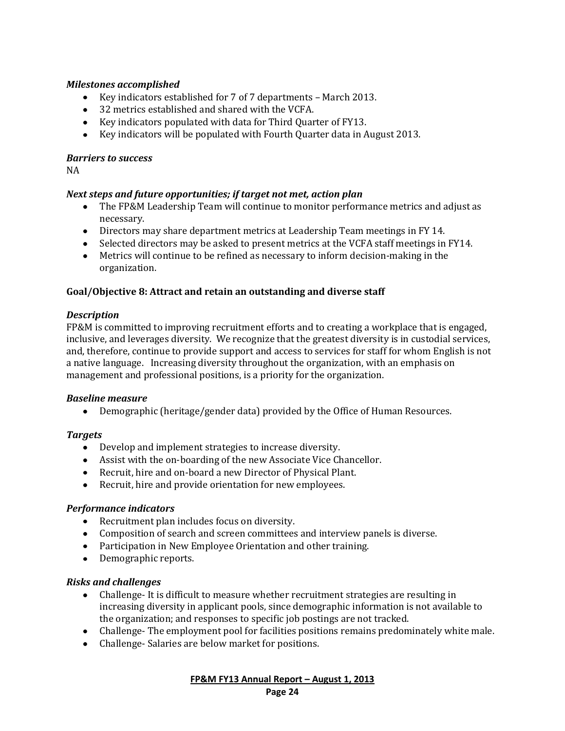***Milestones accomplished***

- Key indicators established for 7 of 7 departments – March 2013.
- 32 metrics established and shared with the VCFA.
- Key indicators populated with data for Third Quarter of FY13.
- Key indicators will be populated with Fourth Quarter data in August 2013.

***Barriers to success***

NA

***Next steps and future opportunities; if target not met, action plan***

- The FP&M Leadership Team will continue to monitor performance metrics and adjust as necessary.
- Directors may share department metrics at Leadership Team meetings in FY 14.
- Selected directors may be asked to present metrics at the VCFA staff meetings in FY14.
- Metrics will continue to be refined as necessary to inform decision-making in the organization.

**Goal/Objective 8: Attract and retain an outstanding and diverse staff**

***Description***

FP&M is committed to improving recruitment efforts and to creating a workplace that is engaged, inclusive, and leverages diversity. We recognize that the greatest diversity is in custodial services, and, therefore, continue to provide support and access to services for staff for whom English is not a native language. Increasing diversity throughout the organization, with an emphasis on management and professional positions, is a priority for the organization.

***Baseline measure***

- Demographic (heritage/gender data) provided by the Office of Human Resources.

***Targets***

- Develop and implement strategies to increase diversity.
- Assist with the on-boarding of the new Associate Vice Chancellor.
- Recruit, hire and on-board a new Director of Physical Plant.
- Recruit, hire and provide orientation for new employees.

***Performance indicators***

- Recruitment plan includes focus on diversity.
- Composition of search and screen committees and interview panels is diverse.
- Participation in New Employee Orientation and other training.
- Demographic reports.

***Risks and challenges***

- Challenge- It is difficult to measure whether recruitment strategies are resulting in increasing diversity in applicant pools, since demographic information is not available to the organization; and responses to specific job postings are not tracked.
- Challenge- The employment pool for facilities positions remains predominately white male.
- Challenge- Salaries are below market for positions.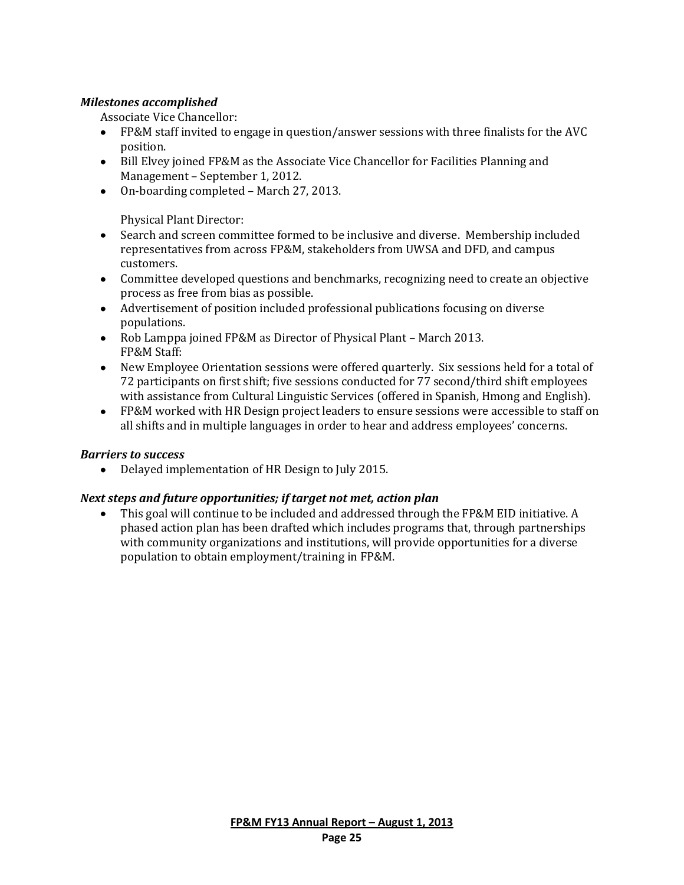***Milestones accomplished***

Associate Vice Chancellor:

- FP&M staff invited to engage in question/answer sessions with three finalists for the AVC position.
- Bill Elvey joined FP&M as the Associate Vice Chancellor for Facilities Planning and Management – September 1, 2012.
- On-boarding completed – March 27, 2013.

Physical Plant Director:

- Search and screen committee formed to be inclusive and diverse. Membership included representatives from across FP&M, stakeholders from UWSA and DFD, and campus customers.
- Committee developed questions and benchmarks, recognizing need to create an objective process as free from bias as possible.
- Advertisement of position included professional publications focusing on diverse populations.
- Rob Lamppa joined FP&M as Director of Physical Plant – March 2013.

FP&M Staff:

- New Employee Orientation sessions were offered quarterly. Six sessions held for a total of 72 participants on first shift; five sessions conducted for 77 second/third shift employees with assistance from Cultural Linguistic Services (offered in Spanish, Hmong and English).
- FP&M worked with HR Design project leaders to ensure sessions were accessible to staff on all shifts and in multiple languages in order to hear and address employees' concerns.

***Barriers to success***

- Delayed implementation of HR Design to July 2015.

***Next steps and future opportunities; if target not met, action plan***

- This goal will continue to be included and addressed through the FP&M EID initiative. A phased action plan has been drafted which includes programs that, through partnerships with community organizations and institutions, will provide opportunities for a diverse population to obtain employment/training in FP&M.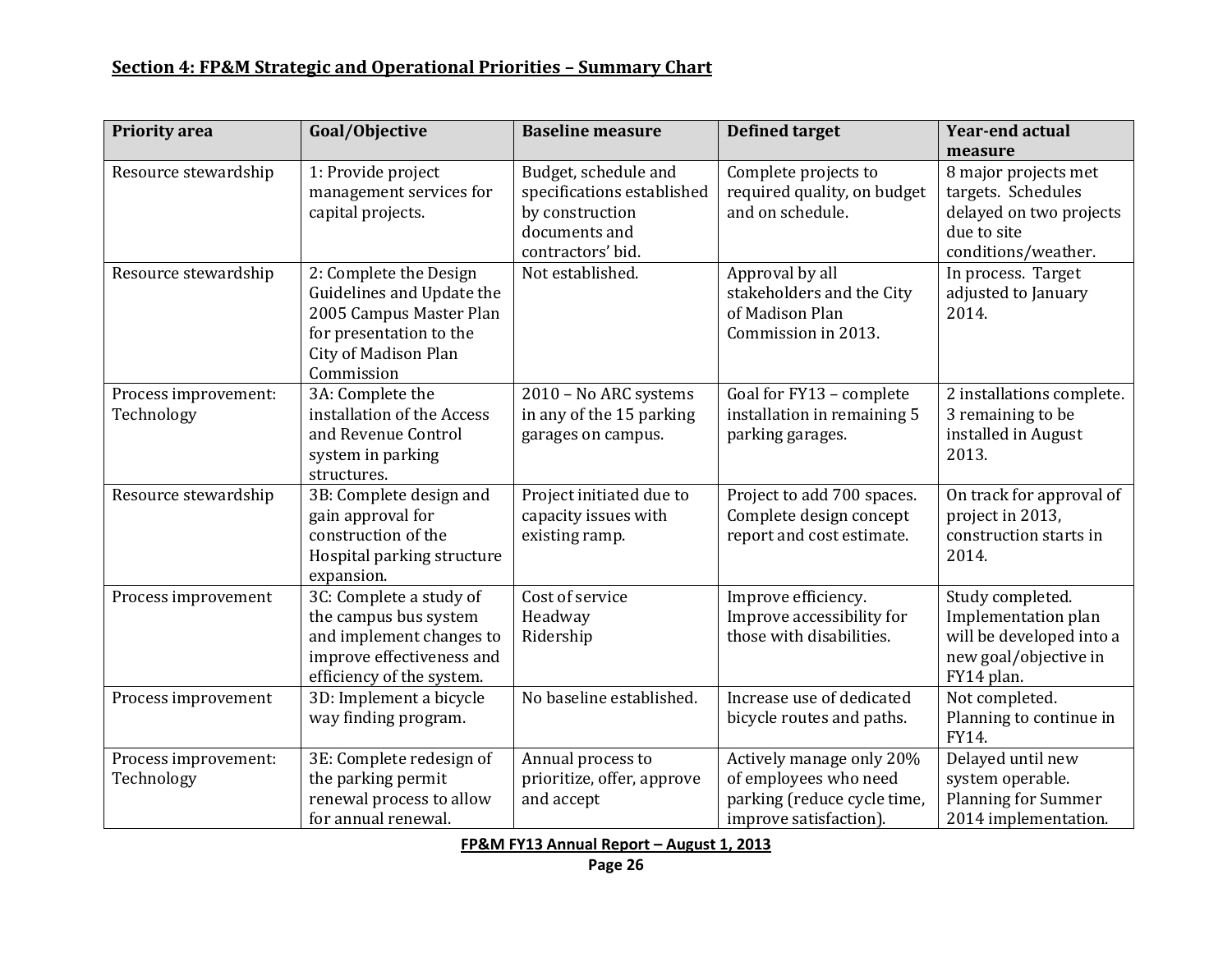## Section 4: FP&M Strategic and Operational Priorities – Summary Chart

| Priority area | Goal/Objective | Baseline measure | Defined target | Year-end actual measure |
|---|---|---|---|---|
| Resource stewardship | 1: Provide project management services for capital projects. | Budget, schedule and specifications established by construction documents and contractors' bid. | Complete projects to required quality, on budget and on schedule. | 8 major projects met targets. Schedules delayed on two projects due to site conditions/weather. |
| Resource stewardship | 2: Complete the Design Guidelines and Update the 2005 Campus Master Plan for presentation to the City of Madison Plan Commission | Not established. | Approval by all stakeholders and the City of Madison Plan Commission in 2013. | In process. Target adjusted to January 2014. |
| Process improvement: Technology | 3A: Complete the installation of the Access and Revenue Control system in parking structures. | 2010 – No ARC systems in any of the 15 parking garages on campus. | Goal for FY13 – complete installation in remaining 5 parking garages. | 2 installations complete. 3 remaining to be installed in August 2013. |
| Resource stewardship | 3B: Complete design and gain approval for construction of the Hospital parking structure expansion. | Project initiated due to capacity issues with existing ramp. | Project to add 700 spaces. Complete design concept report and cost estimate. | On track for approval of project in 2013, construction starts in 2014. |
| Process improvement | 3C: Complete a study of the campus bus system and implement changes to improve effectiveness and efficiency of the system. | Cost of service<br>Headway<br>Ridership | Improve efficiency. Improve accessibility for those with disabilities. | Study completed. Implementation plan will be developed into a new goal/objective in FY14 plan. |
| Process improvement | 3D: Implement a bicycle way finding program. | No baseline established. | Increase use of dedicated bicycle routes and paths. | Not completed. Planning to continue in FY14. |
| Process improvement: Technology | 3E: Complete redesign of the parking permit renewal process to allow for annual renewal. | Annual process to prioritize, offer, approve and accept | Actively manage only 20% of employees who need parking (reduce cycle time, improve satisfaction). | Delayed until new system operable. Planning for Summer 2014 implementation. |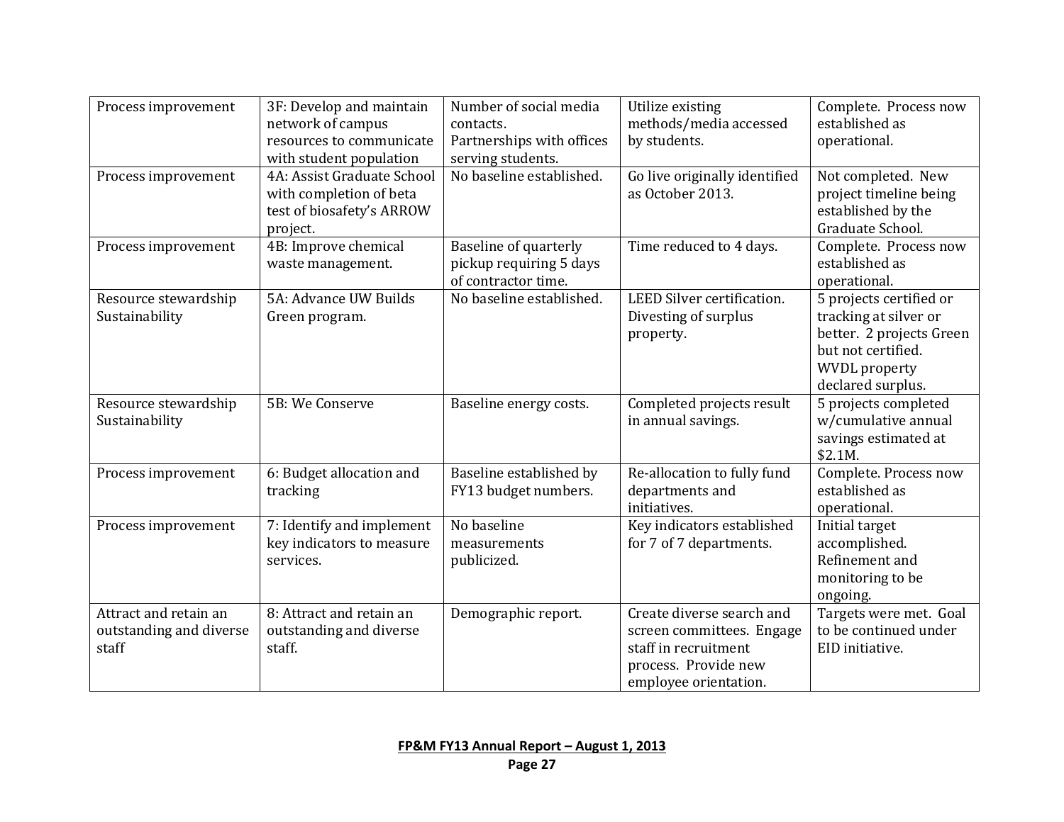| | | | | |
|---|---|---|---|---|
| Process improvement | 3F: Develop and maintain network of campus resources to communicate with student population | Number of social media contacts. Partnerships with offices serving students. | Utilize existing methods/media accessed by students. | Complete. Process now established as operational. |
| Process improvement | 4A: Assist Graduate School with completion of beta test of biosafety's ARROW project. | No baseline established. | Go live originally identified as October 2013. | Not completed. New project timeline being established by the Graduate School. |
| Process improvement | 4B: Improve chemical waste management. | Baseline of quarterly pickup requiring 5 days of contractor time. | Time reduced to 4 days. | Complete. Process now established as operational. |
| Resource stewardship Sustainability | 5A: Advance UW Builds Green program. | No baseline established. | LEED Silver certification. Divesting of surplus property. | 5 projects certified or tracking at silver or better. 2 projects Green but not certified. WVDL property declared surplus. |
| Resource stewardship Sustainability | 5B: We Conserve | Baseline energy costs. | Completed projects result in annual savings. | 5 projects completed w/cumulative annual savings estimated at $2.1M. |
| Process improvement | 6: Budget allocation and tracking | Baseline established by FY13 budget numbers. | Re-allocation to fully fund departments and initiatives. | Complete. Process now established as operational. |
| Process improvement | 7: Identify and implement key indicators to measure services. | No baseline measurements publicized. | Key indicators established for 7 of 7 departments. | Initial target accomplished. Refinement and monitoring to be ongoing. |
| Attract and retain an outstanding and diverse staff | 8: Attract and retain an outstanding and diverse staff. | Demographic report. | Create diverse search and screen committees. Engage staff in recruitment process. Provide new employee orientation. | Targets were met. Goal to be continued under EID initiative. |